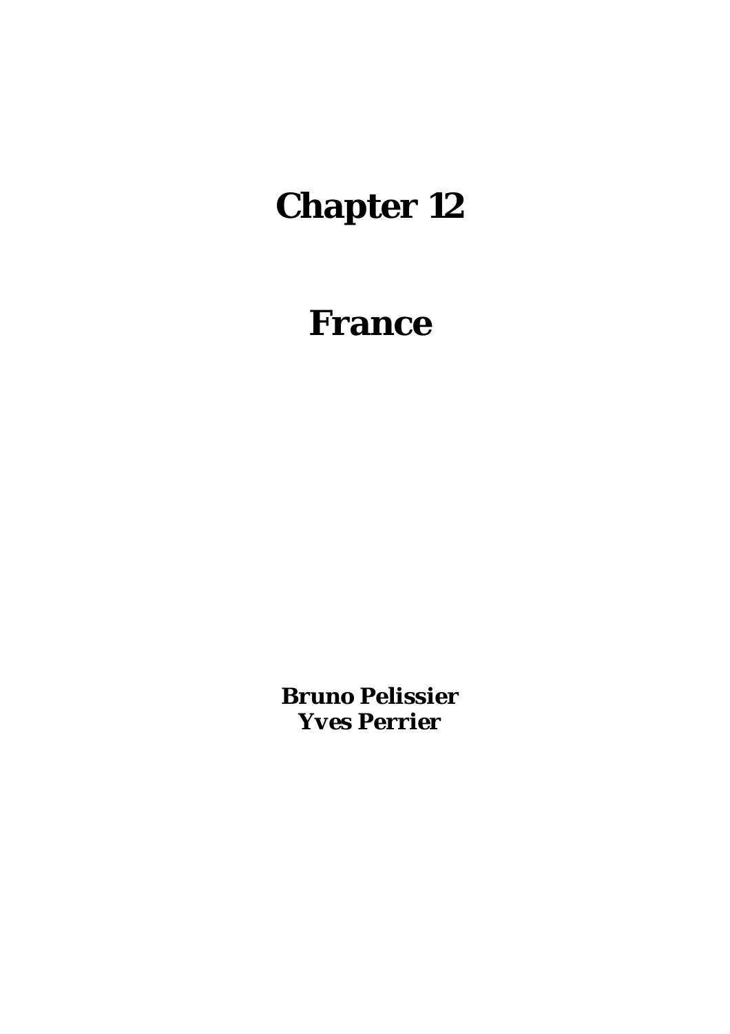# Chapter 12

# France

**Bruno Pelissier**
**Yves Perrier**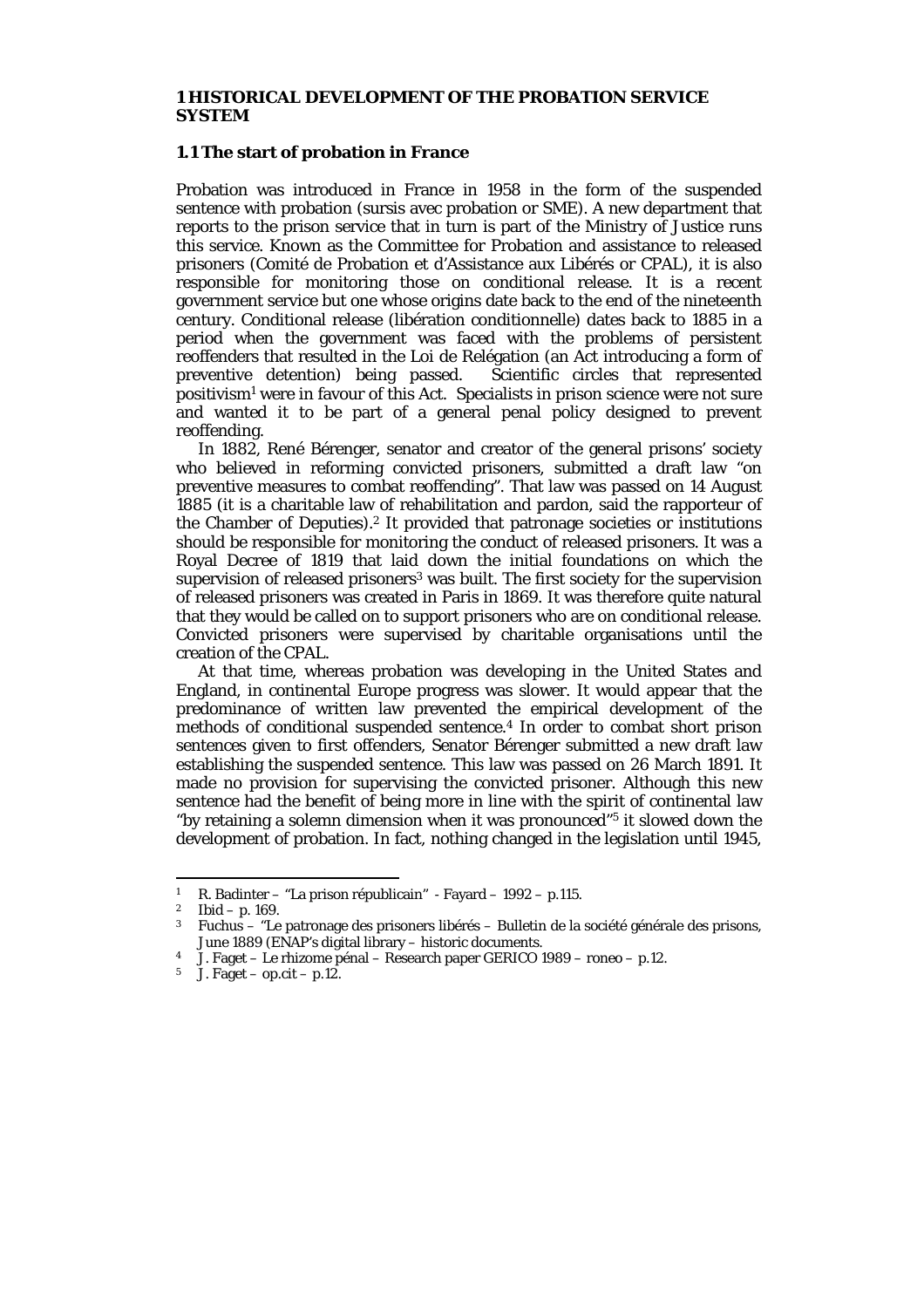## 1 HISTORICAL DEVELOPMENT OF THE PROBATION SERVICE SYSTEM

### 1.1 The start of probation in France

Probation was introduced in France in 1958 in the form of the suspended sentence with probation (sursis avec probation or SME). A new department that reports to the prison service that in turn is part of the Ministry of Justice runs this service. Known as the Committee for Probation and assistance to released prisoners (Comité de Probation et d'Assistance aux Libérés or CPAL), it is also responsible for monitoring those on conditional release. It is a recent government service but one whose origins date back to the end of the nineteenth century. Conditional release (libération conditionnelle) dates back to 1885 in a period when the government was faced with the problems of persistent reoffenders that resulted in the Loi de Relégation (an Act introducing a form of preventive detention) being passed. Scientific circles that represented positivism[1] were in favour of this Act. Specialists in prison science were not sure and wanted it to be part of a general penal policy designed to prevent reoffending.

In 1882, René Bérenger, senator and creator of the general prisons' society who believed in reforming convicted prisoners, submitted a draft law "on preventive measures to combat reoffending". That law was passed on 14 August 1885 (it is a charitable law of rehabilitation and pardon, said the rapporteur of the Chamber of Deputies).[2] It provided that patronage societies or institutions should be responsible for monitoring the conduct of released prisoners. It was a Royal Decree of 1819 that laid down the initial foundations on which the supervision of released prisoners[3] was built. The first society for the supervision of released prisoners was created in Paris in 1869. It was therefore quite natural that they would be called on to support prisoners who are on conditional release. Convicted prisoners were supervised by charitable organisations until the creation of the CPAL.

At that time, whereas probation was developing in the United States and England, in continental Europe progress was slower. It would appear that the predominance of written law prevented the empirical development of the methods of conditional suspended sentence.[4] In order to combat short prison sentences given to first offenders, Senator Bérenger submitted a new draft law establishing the suspended sentence. This law was passed on 26 March 1891. It made no provision for supervising the convicted prisoner. Although this new sentence had the benefit of being more in line with the spirit of continental law "by retaining a solemn dimension when it was pronounced"[5] it slowed down the development of probation. In fact, nothing changed in the legislation until 1945,

---

[1] R. Badinter – "La prison républicain" - Fayard – 1992 – p.115.

[2] Ibid – p. 169.

[3] Fuchus – "Le patronage des prisoners libérés – Bulletin de la société générale des prisons, June 1889 (ENAP's digital library – historic documents.

[4] J. Faget – Le rhizome pénal – Research paper GERICO 1989 – roneo – p.12.

[5] J. Faget – op.cit – p.12.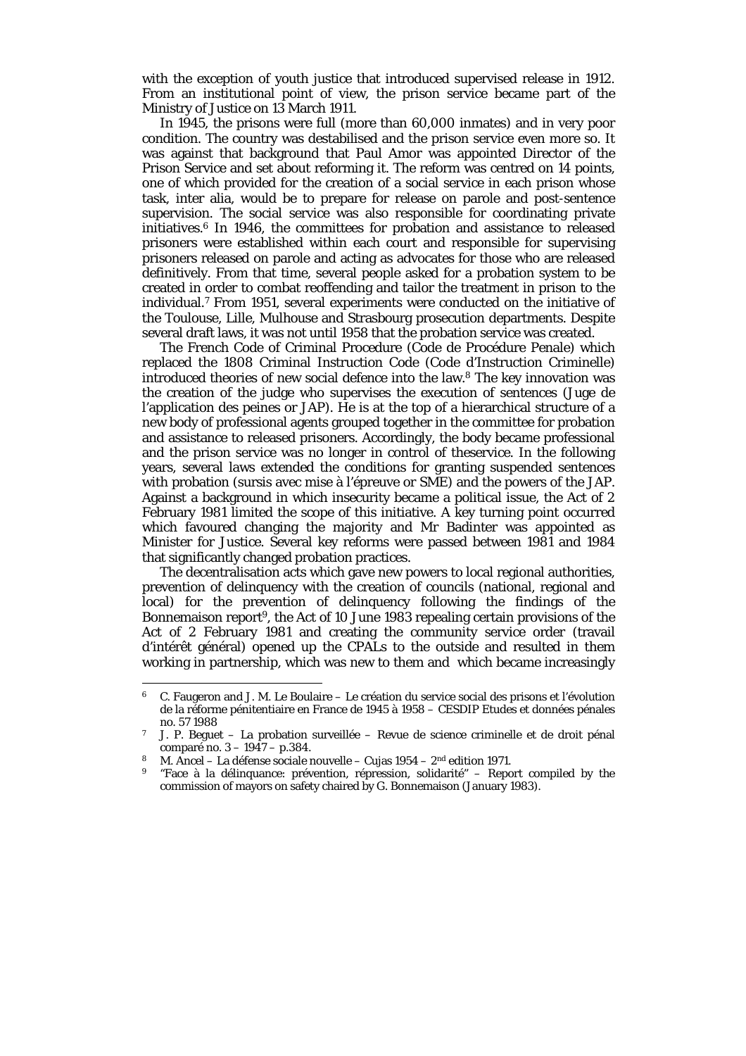with the exception of youth justice that introduced supervised release in 1912. From an institutional point of view, the prison service became part of the Ministry of Justice on 13 March 1911.

In 1945, the prisons were full (more than 60,000 inmates) and in very poor condition. The country was destabilised and the prison service even more so. It was against that background that Paul Amor was appointed Director of the Prison Service and set about reforming it. The reform was centred on 14 points, one of which provided for the creation of a social service in each prison whose task, inter alia, would be to prepare for release on parole and post-sentence supervision. The social service was also responsible for coordinating private initiatives.[6] In 1946, the committees for probation and assistance to released prisoners were established within each court and responsible for supervising prisoners released on parole and acting as advocates for those who are released definitively. From that time, several people asked for a probation system to be created in order to combat reoffending and tailor the treatment in prison to the individual.[7] From 1951, several experiments were conducted on the initiative of the Toulouse, Lille, Mulhouse and Strasbourg prosecution departments. Despite several draft laws, it was not until 1958 that the probation service was created.

The French Code of Criminal Procedure (Code de Procédure Penale) which replaced the 1808 Criminal Instruction Code (Code d'Instruction Criminelle) introduced theories of new social defence into the law.[8] The key innovation was the creation of the judge who supervises the execution of sentences (Juge de l'application des peines or JAP). He is at the top of a hierarchical structure of a new body of professional agents grouped together in the committee for probation and assistance to released prisoners. Accordingly, the body became professional and the prison service was no longer in control of theservice. In the following years, several laws extended the conditions for granting suspended sentences with probation (sursis avec mise à l'épreuve or SME) and the powers of the JAP. Against a background in which insecurity became a political issue, the Act of 2 February 1981 limited the scope of this initiative. A key turning point occurred which favoured changing the majority and Mr Badinter was appointed as Minister for Justice. Several key reforms were passed between 1981 and 1984 that significantly changed probation practices.

The decentralisation acts which gave new powers to local regional authorities, prevention of delinquency with the creation of councils (national, regional and local) for the prevention of delinquency following the findings of the Bonnemaison report[9], the Act of 10 June 1983 repealing certain provisions of the Act of 2 February 1981 and creating the community service order (travail d'intérêt général) opened up the CPALs to the outside and resulted in them working in partnership, which was new to them and which became increasingly

---

[6] C. Faugeron and J. M. Le Boulaire – Le création du service social des prisons et l'évolution de la réforme pénitentiaire en France de 1945 à 1958 – CESDIP Etudes et données pénales no. 57 1988

[7] J. P. Beguet – La probation surveillée – Revue de science criminelle et de droit pénal comparé no. 3 – 1947 – p.384.

[8] M. Ancel – La défense sociale nouvelle – Cujas 1954 – 2nd edition 1971.

[9] "Face à la délinquance: prévention, répression, solidarité" – Report compiled by the commission of mayors on safety chaired by G. Bonnemaison (January 1983).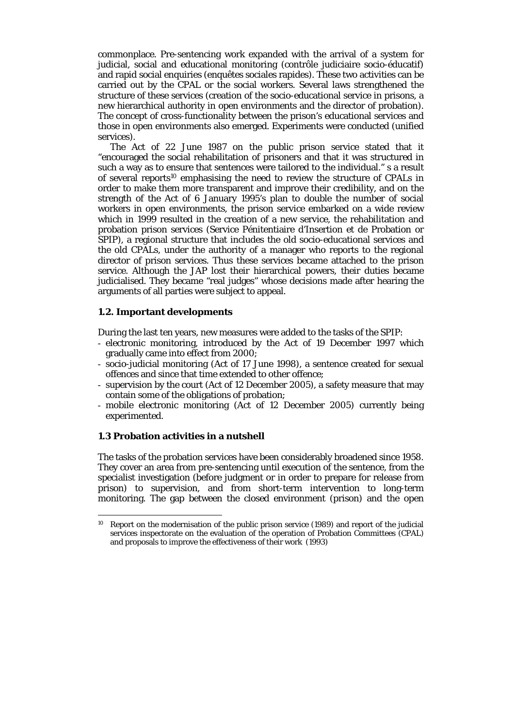commonplace. Pre-sentencing work expanded with the arrival of a system for judicial, social and educational monitoring (contrôle judiciaire socio-éducatif) and rapid social enquiries (enquêtes sociales rapides). These two activities can be carried out by the CPAL or the social workers. Several laws strengthened the structure of these services (creation of the socio-educational service in prisons, a new hierarchical authority in open environments and the director of probation). The concept of cross-functionality between the prison's educational services and those in open environments also emerged. Experiments were conducted (unified services).

The Act of 22 June 1987 on the public prison service stated that it "encouraged the social rehabilitation of prisoners and that it was structured in such a way as to ensure that sentences were tailored to the individual." s a result of several reports[10] emphasising the need to review the structure of CPALs in order to make them more transparent and improve their credibility, and on the strength of the Act of 6 January 1995's plan to double the number of social workers in open environments, the prison service embarked on a wide review which in 1999 resulted in the creation of a new service, the rehabilitation and probation prison services (Service Pénitentiaire d'Insertion et de Probation or SPIP), a regional structure that includes the old socio-educational services and the old CPALs, under the authority of a manager who reports to the regional director of prison services. Thus these services became attached to the prison service. Although the JAP lost their hierarchical powers, their duties became judicialised. They became "real judges" whose decisions made after hearing the arguments of all parties were subject to appeal.

### 1.2. Important developments

During the last ten years, new measures were added to the tasks of the SPIP:

- electronic monitoring, introduced by the Act of 19 December 1997 which gradually came into effect from 2000;
- socio-judicial monitoring (Act of 17 June 1998), a sentence created for sexual offences and since that time extended to other offence;
- supervision by the court (Act of 12 December 2005), a safety measure that may contain some of the obligations of probation;
- mobile electronic monitoring (Act of 12 December 2005) currently being experimented.

### 1.3 Probation activities in a nutshell

The tasks of the probation services have been considerably broadened since 1958. They cover an area from pre-sentencing until execution of the sentence, from the specialist investigation (before judgment or in order to prepare for release from prison) to supervision, and from short-term intervention to long-term monitoring. The gap between the closed environment (prison) and the open

[10] Report on the modernisation of the public prison service (1989) and report of the judicial services inspectorate on the evaluation of the operation of Probation Committees (CPAL) and proposals to improve the effectiveness of their work (1993)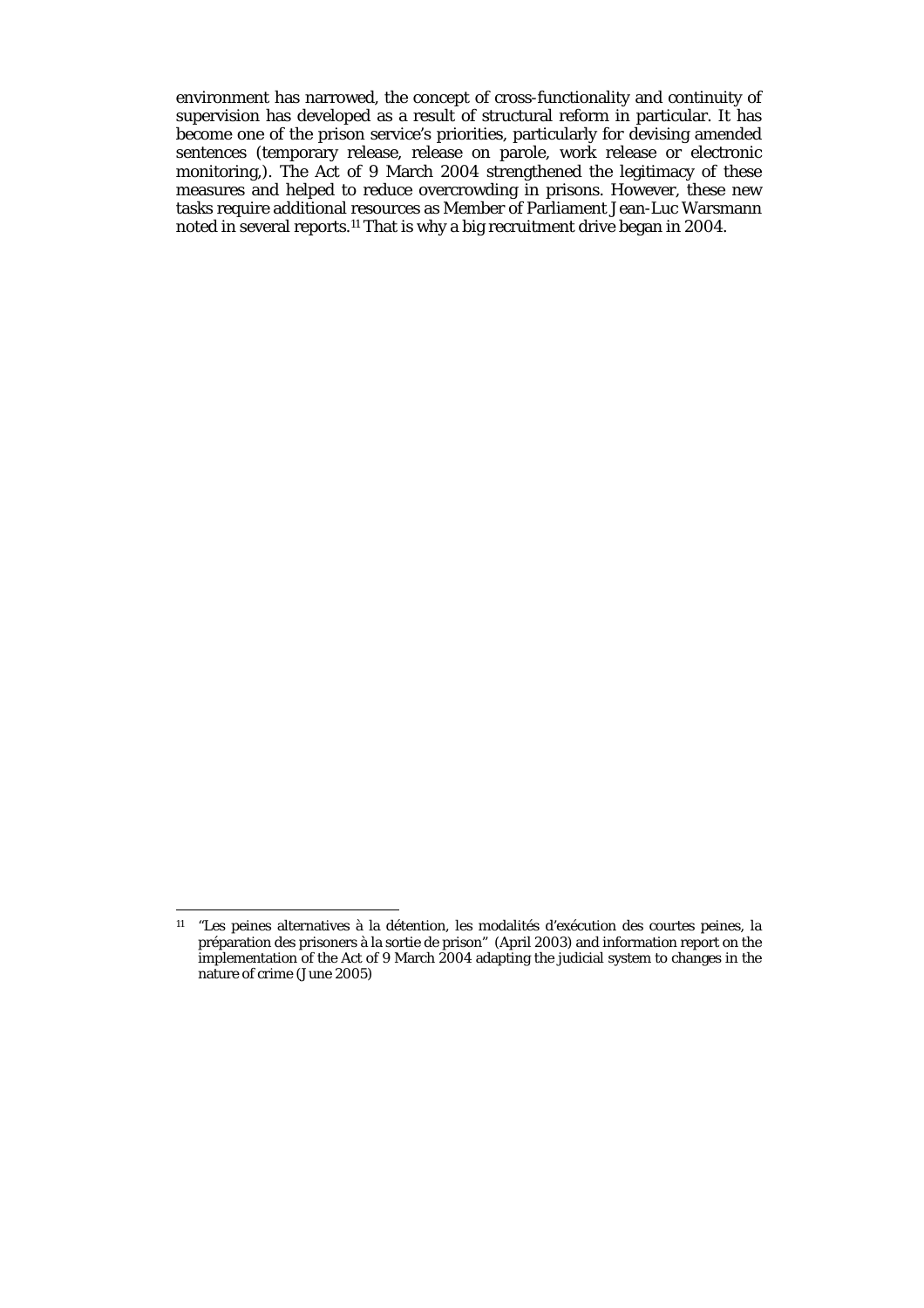environment has narrowed, the concept of cross-functionality and continuity of supervision has developed as a result of structural reform in particular. It has become one of the prison service's priorities, particularly for devising amended sentences (temporary release, release on parole, work release or electronic monitoring,). The Act of 9 March 2004 strengthened the legitimacy of these measures and helped to reduce overcrowding in prisons. However, these new tasks require additional resources as Member of Parliament Jean-Luc Warsmann noted in several reports.[11] That is why a big recruitment drive began in 2004.

---

[11] "Les peines alternatives à la détention, les modalités d'exécution des courtes peines, la préparation des prisoners à la sortie de prison" (April 2003) and information report on the implementation of the Act of 9 March 2004 adapting the judicial system to changes in the nature of crime (June 2005)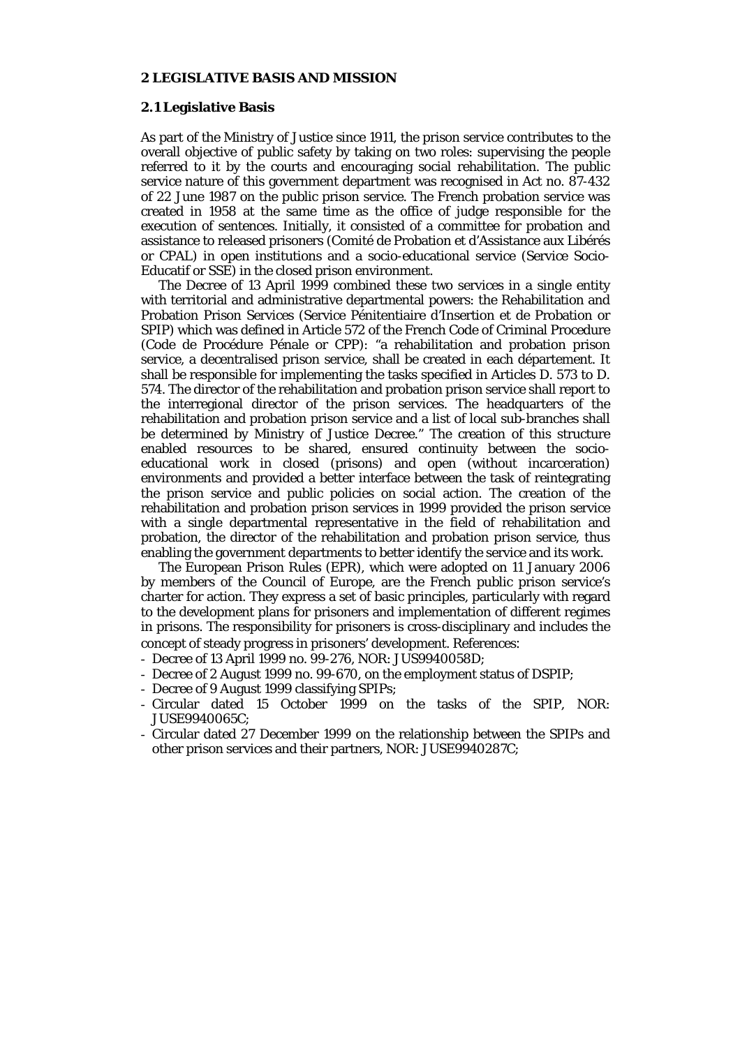## 2 LEGISLATIVE BASIS AND MISSION

### 2.1 Legislative Basis

As part of the Ministry of Justice since 1911, the prison service contributes to the overall objective of public safety by taking on two roles: supervising the people referred to it by the courts and encouraging social rehabilitation. The public service nature of this government department was recognised in Act no. 87-432 of 22 June 1987 on the public prison service. The French probation service was created in 1958 at the same time as the office of judge responsible for the execution of sentences. Initially, it consisted of a committee for probation and assistance to released prisoners (Comité de Probation et d'Assistance aux Libérés or CPAL) in open institutions and a socio-educational service (Service Socio-Educatif or SSE) in the closed prison environment.

The Decree of 13 April 1999 combined these two services in a single entity with territorial and administrative departmental powers: the Rehabilitation and Probation Prison Services (Service Pénitentiaire d'Insertion et de Probation or SPIP) which was defined in Article 572 of the French Code of Criminal Procedure (Code de Procédure Pénale or CPP): "a rehabilitation and probation prison service, a decentralised prison service, shall be created in each département. It shall be responsible for implementing the tasks specified in Articles D. 573 to D. 574. The director of the rehabilitation and probation prison service shall report to the interregional director of the prison services. The headquarters of the rehabilitation and probation prison service and a list of local sub-branches shall be determined by Ministry of Justice Decree." The creation of this structure enabled resources to be shared, ensured continuity between the socio-educational work in closed (prisons) and open (without incarceration) environments and provided a better interface between the task of reintegrating the prison service and public policies on social action. The creation of the rehabilitation and probation prison services in 1999 provided the prison service with a single departmental representative in the field of rehabilitation and probation, the director of the rehabilitation and probation prison service, thus enabling the government departments to better identify the service and its work.

The European Prison Rules (EPR), which were adopted on 11 January 2006 by members of the Council of Europe, are the French public prison service's charter for action. They express a set of basic principles, particularly with regard to the development plans for prisoners and implementation of different regimes in prisons. The responsibility for prisoners is cross-disciplinary and includes the concept of steady progress in prisoners' development. References:

- Decree of 13 April 1999 no. 99-276, NOR: JUS9940058D;
- Decree of 2 August 1999 no. 99-670, on the employment status of DSPIP;
- Decree of 9 August 1999 classifying SPIPs;
- Circular dated 15 October 1999 on the tasks of the SPIP, NOR: JUSE9940065C;
- Circular dated 27 December 1999 on the relationship between the SPIPs and other prison services and their partners, NOR: JUSE9940287C;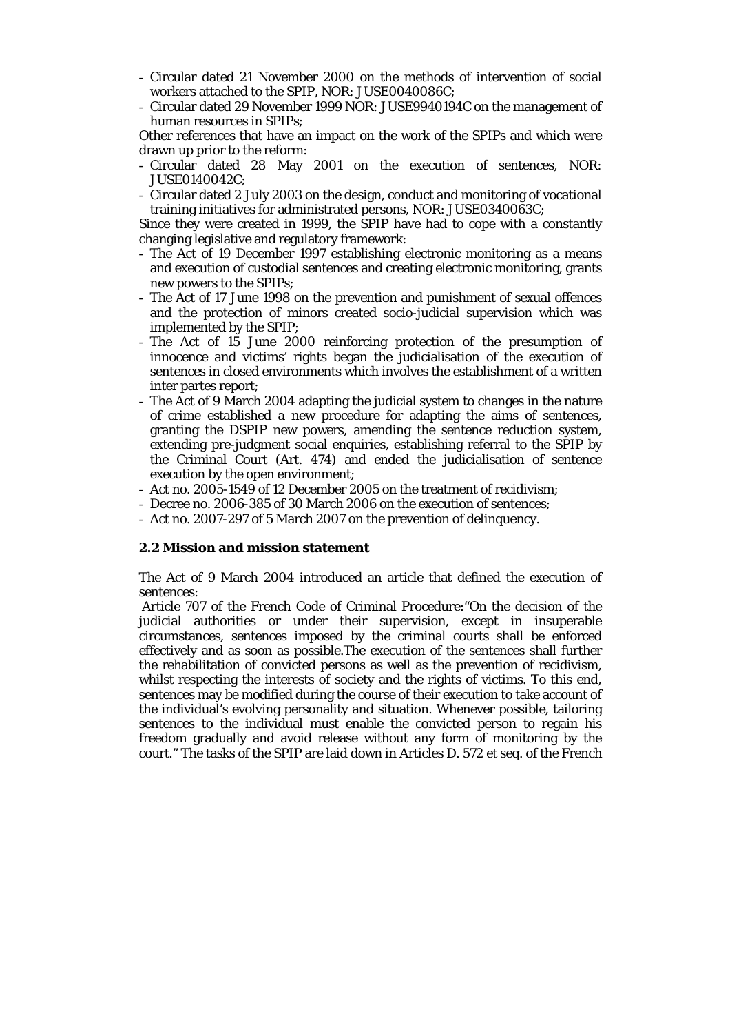- Circular dated 21 November 2000 on the methods of intervention of social workers attached to the SPIP, NOR: JUSE0040086C;
- Circular dated 29 November 1999 NOR: JUSE9940194C on the management of human resources in SPIPs;

Other references that have an impact on the work of the SPIPs and which were drawn up prior to the reform:

- Circular dated 28 May 2001 on the execution of sentences, NOR: JUSE0140042C;
- Circular dated 2 July 2003 on the design, conduct and monitoring of vocational training initiatives for administrated persons, NOR: JUSE0340063C;

Since they were created in 1999, the SPIP have had to cope with a constantly changing legislative and regulatory framework:

- The Act of 19 December 1997 establishing electronic monitoring as a means and execution of custodial sentences and creating electronic monitoring, grants new powers to the SPIPs;
- The Act of 17 June 1998 on the prevention and punishment of sexual offences and the protection of minors created socio-judicial supervision which was implemented by the SPIP;
- The Act of 15 June 2000 reinforcing protection of the presumption of innocence and victims' rights began the judicialisation of the execution of sentences in closed environments which involves the establishment of a written inter partes report;
- The Act of 9 March 2004 adapting the judicial system to changes in the nature of crime established a new procedure for adapting the aims of sentences, granting the DSPIP new powers, amending the sentence reduction system, extending pre-judgment social enquiries, establishing referral to the SPIP by the Criminal Court (Art. 474) and ended the judicialisation of sentence execution by the open environment;
- Act no. 2005-1549 of 12 December 2005 on the treatment of recidivism;
- Decree no. 2006-385 of 30 March 2006 on the execution of sentences;
- Act no. 2007-297 of 5 March 2007 on the prevention of delinquency.

## 2.2 Mission and mission statement

The Act of 9 March 2004 introduced an article that defined the execution of sentences:

Article 707 of the French Code of Criminal Procedure:"On the decision of the judicial authorities or under their supervision, except in insuperable circumstances, sentences imposed by the criminal courts shall be enforced effectively and as soon as possible.The execution of the sentences shall further the rehabilitation of convicted persons as well as the prevention of recidivism, whilst respecting the interests of society and the rights of victims. To this end, sentences may be modified during the course of their execution to take account of the individual's evolving personality and situation. Whenever possible, tailoring sentences to the individual must enable the convicted person to regain his freedom gradually and avoid release without any form of monitoring by the court." The tasks of the SPIP are laid down in Articles D. 572 et seq. of the French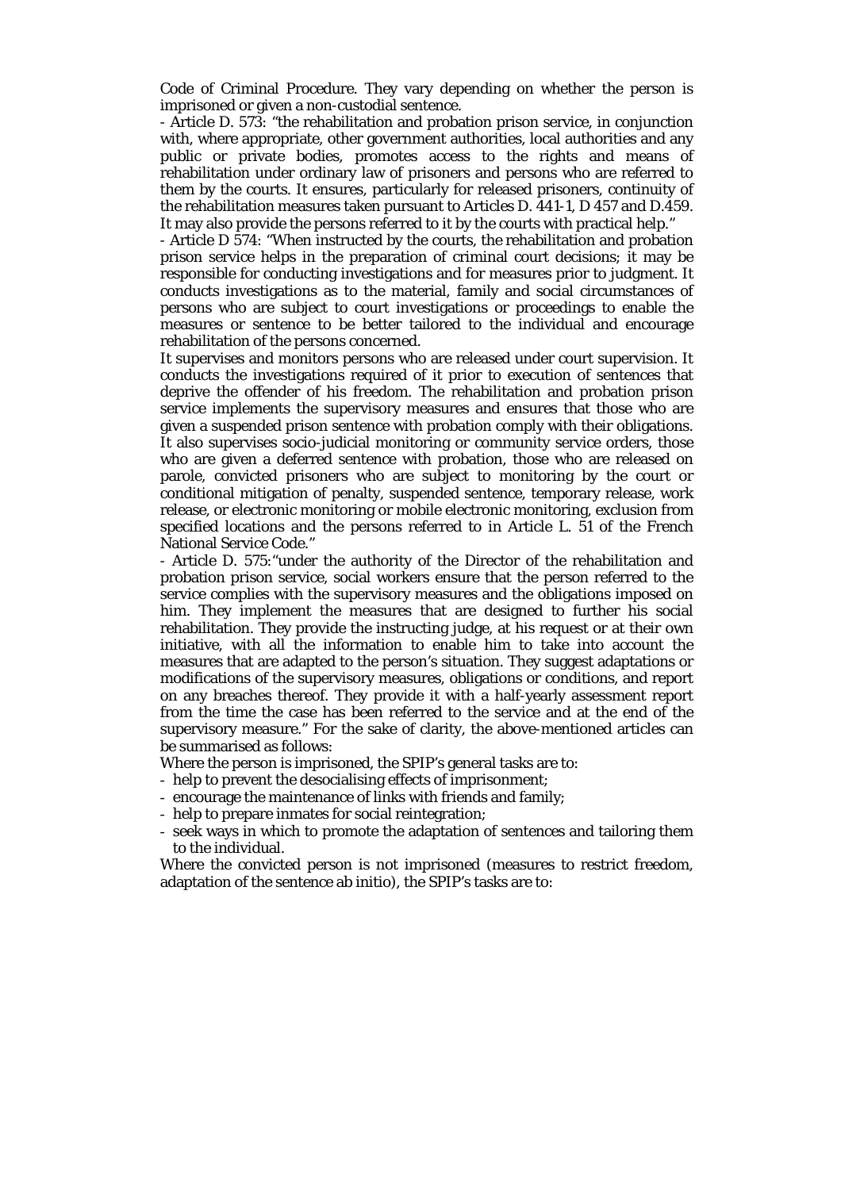Code of Criminal Procedure. They vary depending on whether the person is imprisoned or given a non-custodial sentence.

- Article D. 573: "the rehabilitation and probation prison service, in conjunction with, where appropriate, other government authorities, local authorities and any public or private bodies, promotes access to the rights and means of rehabilitation under ordinary law of prisoners and persons who are referred to them by the courts. It ensures, particularly for released prisoners, continuity of the rehabilitation measures taken pursuant to Articles D. 441-1, D 457 and D.459. It may also provide the persons referred to it by the courts with practical help."

- Article D 574: "When instructed by the courts, the rehabilitation and probation prison service helps in the preparation of criminal court decisions; it may be responsible for conducting investigations and for measures prior to judgment. It conducts investigations as to the material, family and social circumstances of persons who are subject to court investigations or proceedings to enable the measures or sentence to be better tailored to the individual and encourage rehabilitation of the persons concerned.

It supervises and monitors persons who are released under court supervision. It conducts the investigations required of it prior to execution of sentences that deprive the offender of his freedom. The rehabilitation and probation prison service implements the supervisory measures and ensures that those who are given a suspended prison sentence with probation comply with their obligations. It also supervises socio-judicial monitoring or community service orders, those who are given a deferred sentence with probation, those who are released on parole, convicted prisoners who are subject to monitoring by the court or conditional mitigation of penalty, suspended sentence, temporary release, work release, or electronic monitoring or mobile electronic monitoring, exclusion from specified locations and the persons referred to in Article L. 51 of the French National Service Code."

- Article D. 575:"under the authority of the Director of the rehabilitation and probation prison service, social workers ensure that the person referred to the service complies with the supervisory measures and the obligations imposed on him. They implement the measures that are designed to further his social rehabilitation. They provide the instructing judge, at his request or at their own initiative, with all the information to enable him to take into account the measures that are adapted to the person's situation. They suggest adaptations or modifications of the supervisory measures, obligations or conditions, and report on any breaches thereof. They provide it with a half-yearly assessment report from the time the case has been referred to the service and at the end of the supervisory measure." For the sake of clarity, the above-mentioned articles can be summarised as follows:

Where the person is imprisoned, the SPIP's general tasks are to:

- help to prevent the desocialising effects of imprisonment;
- encourage the maintenance of links with friends and family;
- help to prepare inmates for social reintegration;
- seek ways in which to promote the adaptation of sentences and tailoring them to the individual.

Where the convicted person is not imprisoned (measures to restrict freedom, adaptation of the sentence ab initio), the SPIP's tasks are to: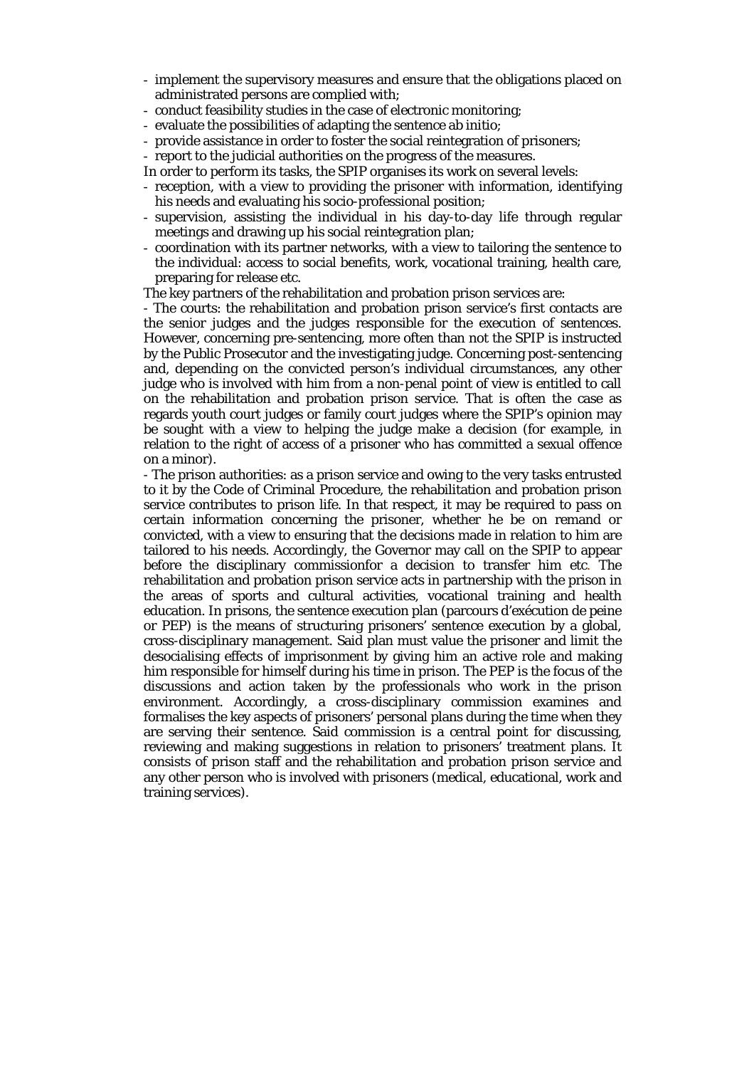- implement the supervisory measures and ensure that the obligations placed on administrated persons are complied with;
- conduct feasibility studies in the case of electronic monitoring;
- evaluate the possibilities of adapting the sentence ab initio;
- provide assistance in order to foster the social reintegration of prisoners;
- report to the judicial authorities on the progress of the measures.

In order to perform its tasks, the SPIP organises its work on several levels:

- reception, with a view to providing the prisoner with information, identifying his needs and evaluating his socio-professional position;
- supervision, assisting the individual in his day-to-day life through regular meetings and drawing up his social reintegration plan;
- coordination with its partner networks, with a view to tailoring the sentence to the individual: access to social benefits, work, vocational training, health care, preparing for release etc.

The key partners of the rehabilitation and probation prison services are:

- The courts: the rehabilitation and probation prison service's first contacts are the senior judges and the judges responsible for the execution of sentences. However, concerning pre-sentencing, more often than not the SPIP is instructed by the Public Prosecutor and the investigating judge. Concerning post-sentencing and, depending on the convicted person's individual circumstances, any other judge who is involved with him from a non-penal point of view is entitled to call on the rehabilitation and probation prison service. That is often the case as regards youth court judges or family court judges where the SPIP's opinion may be sought with a view to helping the judge make a decision (for example, in relation to the right of access of a prisoner who has committed a sexual offence on a minor).

- The prison authorities: as a prison service and owing to the very tasks entrusted to it by the Code of Criminal Procedure, the rehabilitation and probation prison service contributes to prison life. In that respect, it may be required to pass on certain information concerning the prisoner, whether he be on remand or convicted, with a view to ensuring that the decisions made in relation to him are tailored to his needs. Accordingly, the Governor may call on the SPIP to appear before the disciplinary commissionfor a decision to transfer him etc. The rehabilitation and probation prison service acts in partnership with the prison in the areas of sports and cultural activities, vocational training and health education. In prisons, the sentence execution plan (parcours d'exécution de peine or PEP) is the means of structuring prisoners' sentence execution by a global, cross-disciplinary management. Said plan must value the prisoner and limit the desocialising effects of imprisonment by giving him an active role and making him responsible for himself during his time in prison. The PEP is the focus of the discussions and action taken by the professionals who work in the prison environment. Accordingly, a cross-disciplinary commission examines and formalises the key aspects of prisoners' personal plans during the time when they are serving their sentence. Said commission is a central point for discussing, reviewing and making suggestions in relation to prisoners' treatment plans. It consists of prison staff and the rehabilitation and probation prison service and any other person who is involved with prisoners (medical, educational, work and training services).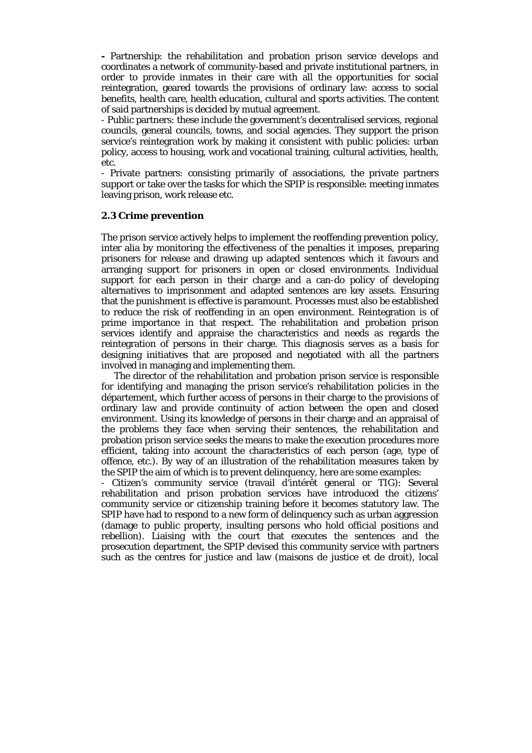**-** Partnership: the rehabilitation and probation prison service develops and coordinates a network of community-based and private institutional partners, in order to provide inmates in their care with all the opportunities for social reintegration, geared towards the provisions of ordinary law: access to social benefits, health care, health education, cultural and sports activities. The content of said partnerships is decided by mutual agreement.

- Public partners: these include the government's decentralised services, regional councils, general councils, towns, and social agencies. They support the prison service's reintegration work by making it consistent with public policies: urban policy, access to housing, work and vocational training, cultural activities, health, etc.
- Private partners: consisting primarily of associations, the private partners support or take over the tasks for which the SPIP is responsible: meeting inmates leaving prison, work release etc.

### 2.3 Crime prevention

The prison service actively helps to implement the reoffending prevention policy, inter alia by monitoring the effectiveness of the penalties it imposes, preparing prisoners for release and drawing up adapted sentences which it favours and arranging support for prisoners in open or closed environments. Individual support for each person in their charge and a can-do policy of developing alternatives to imprisonment and adapted sentences are key assets. Ensuring that the punishment is effective is paramount. Processes must also be established to reduce the risk of reoffending in an open environment. Reintegration is of prime importance in that respect. The rehabilitation and probation prison services identify and appraise the characteristics and needs as regards the reintegration of persons in their charge. This diagnosis serves as a basis for designing initiatives that are proposed and negotiated with all the partners involved in managing and implementing them.

The director of the rehabilitation and probation prison service is responsible for identifying and managing the prison service's rehabilitation policies in the département, which further access of persons in their charge to the provisions of ordinary law and provide continuity of action between the open and closed environment. Using its knowledge of persons in their charge and an appraisal of the problems they face when serving their sentences, the rehabilitation and probation prison service seeks the means to make the execution procedures more efficient, taking into account the characteristics of each person (age, type of offence, etc.). By way of an illustration of the rehabilitation measures taken by the SPIP the aim of which is to prevent delinquency, here are some examples:

- Citizen's community service (travail d'intérêt general or TIG): Several rehabilitation and prison probation services have introduced the citizens' community service or citizenship training before it becomes statutory law. The SPIP have had to respond to a new form of delinquency such as urban aggression (damage to public property, insulting persons who hold official positions and rebellion). Liaising with the court that executes the sentences and the prosecution department, the SPIP devised this community service with partners such as the centres for justice and law (maisons de justice et de droit), local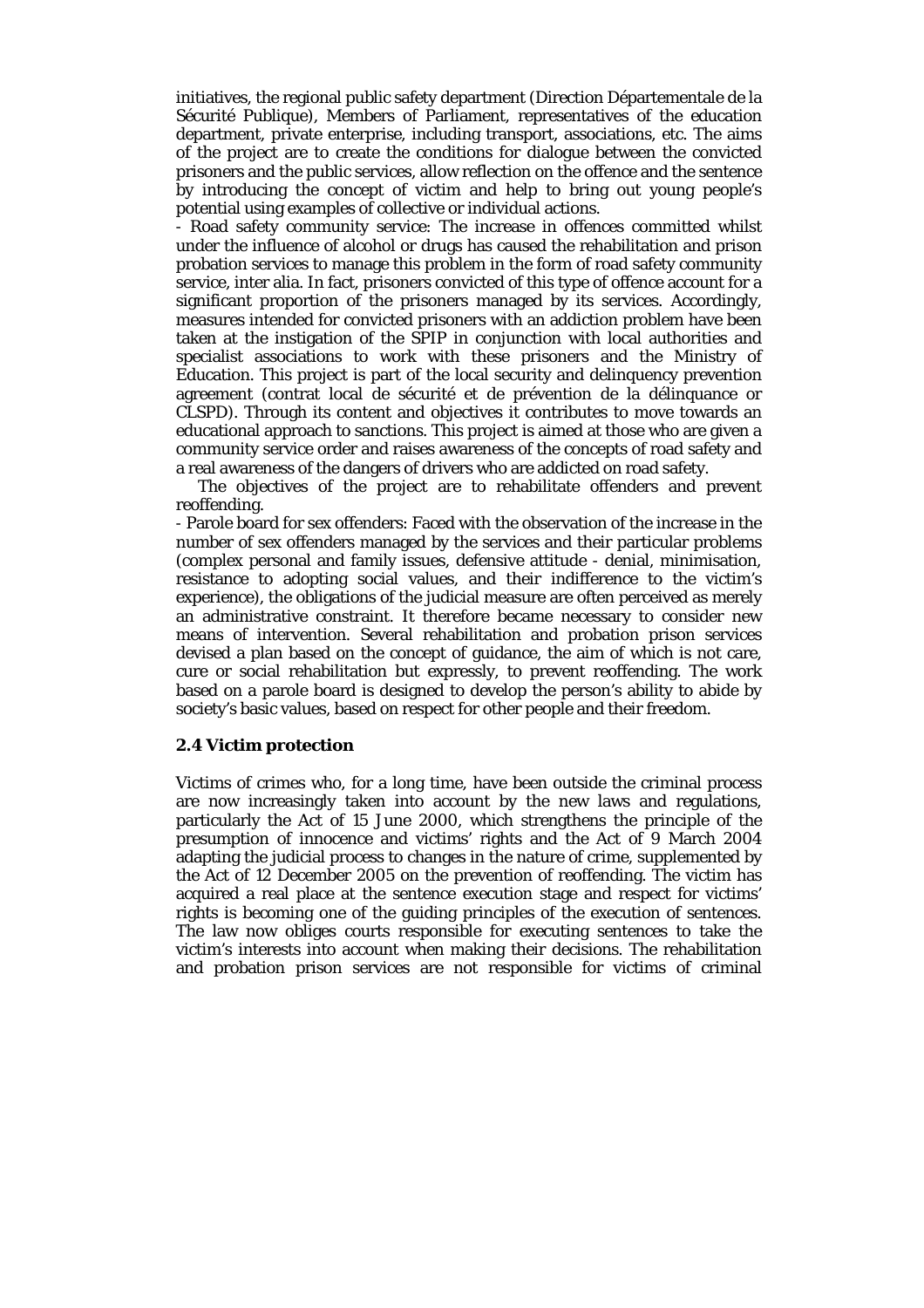initiatives, the regional public safety department (Direction Départementale de la Sécurité Publique), Members of Parliament, representatives of the education department, private enterprise, including transport, associations, etc. The aims of the project are to create the conditions for dialogue between the convicted prisoners and the public services, allow reflection on the offence and the sentence by introducing the concept of victim and help to bring out young people's potential using examples of collective or individual actions.

- Road safety community service: The increase in offences committed whilst under the influence of alcohol or drugs has caused the rehabilitation and prison probation services to manage this problem in the form of road safety community service, inter alia. In fact, prisoners convicted of this type of offence account for a significant proportion of the prisoners managed by its services. Accordingly, measures intended for convicted prisoners with an addiction problem have been taken at the instigation of the SPIP in conjunction with local authorities and specialist associations to work with these prisoners and the Ministry of Education. This project is part of the local security and delinquency prevention agreement (contrat local de sécurité et de prévention de la délinquance or CLSPD). Through its content and objectives it contributes to move towards an educational approach to sanctions. This project is aimed at those who are given a community service order and raises awareness of the concepts of road safety and a real awareness of the dangers of drivers who are addicted on road safety.

The objectives of the project are to rehabilitate offenders and prevent reoffending.

- Parole board for sex offenders: Faced with the observation of the increase in the number of sex offenders managed by the services and their particular problems (complex personal and family issues, defensive attitude - denial, minimisation, resistance to adopting social values, and their indifference to the victim's experience), the obligations of the judicial measure are often perceived as merely an administrative constraint. It therefore became necessary to consider new means of intervention. Several rehabilitation and probation prison services devised a plan based on the concept of guidance, the aim of which is not care, cure or social rehabilitation but expressly, to prevent reoffending. The work based on a parole board is designed to develop the person's ability to abide by society's basic values, based on respect for other people and their freedom.

### 2.4 Victim protection

Victims of crimes who, for a long time, have been outside the criminal process are now increasingly taken into account by the new laws and regulations, particularly the Act of 15 June 2000, which strengthens the principle of the presumption of innocence and victims' rights and the Act of 9 March 2004 adapting the judicial process to changes in the nature of crime, supplemented by the Act of 12 December 2005 on the prevention of reoffending. The victim has acquired a real place at the sentence execution stage and respect for victims' rights is becoming one of the guiding principles of the execution of sentences. The law now obliges courts responsible for executing sentences to take the victim's interests into account when making their decisions. The rehabilitation and probation prison services are not responsible for victims of criminal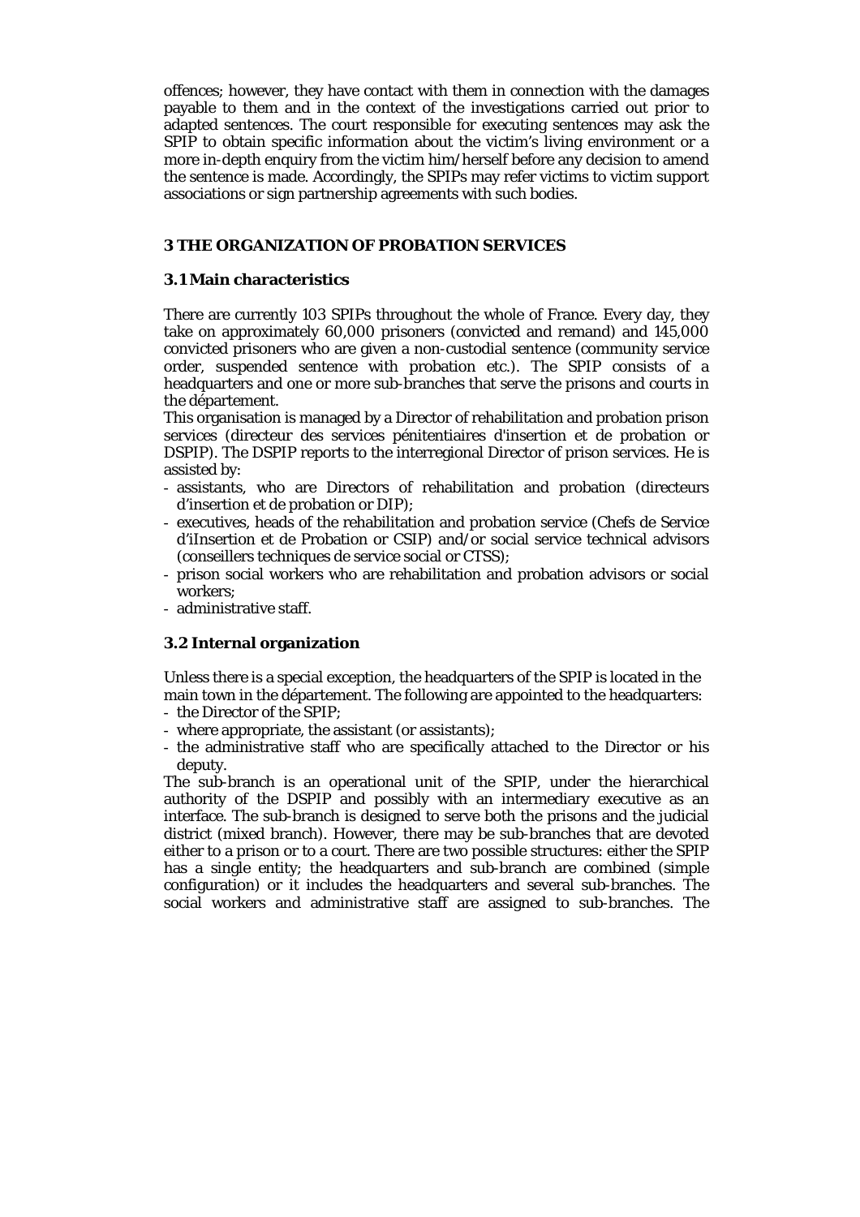offences; however, they have contact with them in connection with the damages payable to them and in the context of the investigations carried out prior to adapted sentences. The court responsible for executing sentences may ask the SPIP to obtain specific information about the victim's living environment or a more in-depth enquiry from the victim him/herself before any decision to amend the sentence is made. Accordingly, the SPIPs may refer victims to victim support associations or sign partnership agreements with such bodies.

## 3 THE ORGANIZATION OF PROBATION SERVICES

### 3.1 Main characteristics

There are currently 103 SPIPs throughout the whole of France. Every day, they take on approximately 60,000 prisoners (convicted and remand) and 145,000 convicted prisoners who are given a non-custodial sentence (community service order, suspended sentence with probation etc.). The SPIP consists of a headquarters and one or more sub-branches that serve the prisons and courts in the département.

This organisation is managed by a Director of rehabilitation and probation prison services (directeur des services pénitentiaires d'insertion et de probation or DSPIP). The DSPIP reports to the interregional Director of prison services. He is assisted by:

- assistants, who are Directors of rehabilitation and probation (directeurs d'insertion et de probation or DIP);
- executives, heads of the rehabilitation and probation service (Chefs de Service d'iInsertion et de Probation or CSIP) and/or social service technical advisors (conseillers techniques de service social or CTSS);
- prison social workers who are rehabilitation and probation advisors or social workers;
- administrative staff.

### 3.2 Internal organization

Unless there is a special exception, the headquarters of the SPIP is located in the main town in the département. The following are appointed to the headquarters:

- the Director of the SPIP;
- where appropriate, the assistant (or assistants);
- the administrative staff who are specifically attached to the Director or his deputy.

The sub-branch is an operational unit of the SPIP, under the hierarchical authority of the DSPIP and possibly with an intermediary executive as an interface. The sub-branch is designed to serve both the prisons and the judicial district (mixed branch). However, there may be sub-branches that are devoted either to a prison or to a court. There are two possible structures: either the SPIP has a single entity; the headquarters and sub-branch are combined (simple configuration) or it includes the headquarters and several sub-branches. The social workers and administrative staff are assigned to sub-branches. The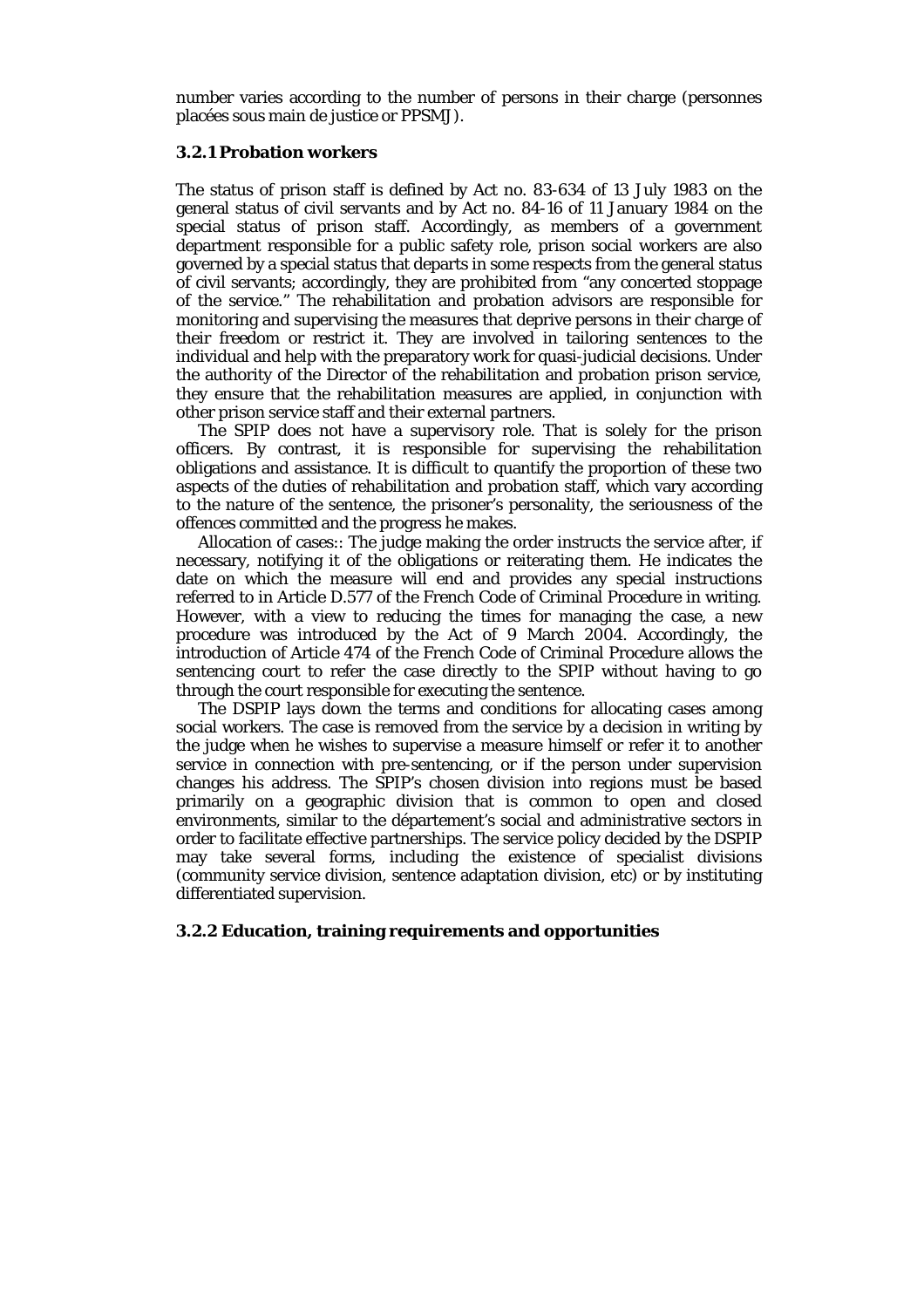number varies according to the number of persons in their charge (personnes placées sous main de justice or PPSMJ).

### 3.2.1 Probation workers

The status of prison staff is defined by Act no. 83-634 of 13 July 1983 on the general status of civil servants and by Act no. 84-16 of 11 January 1984 on the special status of prison staff. Accordingly, as members of a government department responsible for a public safety role, prison social workers are also governed by a special status that departs in some respects from the general status of civil servants; accordingly, they are prohibited from "any concerted stoppage of the service." The rehabilitation and probation advisors are responsible for monitoring and supervising the measures that deprive persons in their charge of their freedom or restrict it. They are involved in tailoring sentences to the individual and help with the preparatory work for quasi-judicial decisions. Under the authority of the Director of the rehabilitation and probation prison service, they ensure that the rehabilitation measures are applied, in conjunction with other prison service staff and their external partners.

The SPIP does not have a supervisory role. That is solely for the prison officers. By contrast, it is responsible for supervising the rehabilitation obligations and assistance. It is difficult to quantify the proportion of these two aspects of the duties of rehabilitation and probation staff, which vary according to the nature of the sentence, the prisoner's personality, the seriousness of the offences committed and the progress he makes.

Allocation of cases:: The judge making the order instructs the service after, if necessary, notifying it of the obligations or reiterating them. He indicates the date on which the measure will end and provides any special instructions referred to in Article D.577 of the French Code of Criminal Procedure in writing. However, with a view to reducing the times for managing the case, a new procedure was introduced by the Act of 9 March 2004. Accordingly, the introduction of Article 474 of the French Code of Criminal Procedure allows the sentencing court to refer the case directly to the SPIP without having to go through the court responsible for executing the sentence.

The DSPIP lays down the terms and conditions for allocating cases among social workers. The case is removed from the service by a decision in writing by the judge when he wishes to supervise a measure himself or refer it to another service in connection with pre-sentencing, or if the person under supervision changes his address. The SPIP's chosen division into regions must be based primarily on a geographic division that is common to open and closed environments, similar to the département's social and administrative sectors in order to facilitate effective partnerships. The service policy decided by the DSPIP may take several forms, including the existence of specialist divisions (community service division, sentence adaptation division, etc) or by instituting differentiated supervision.

### 3.2.2 Education, training requirements and opportunities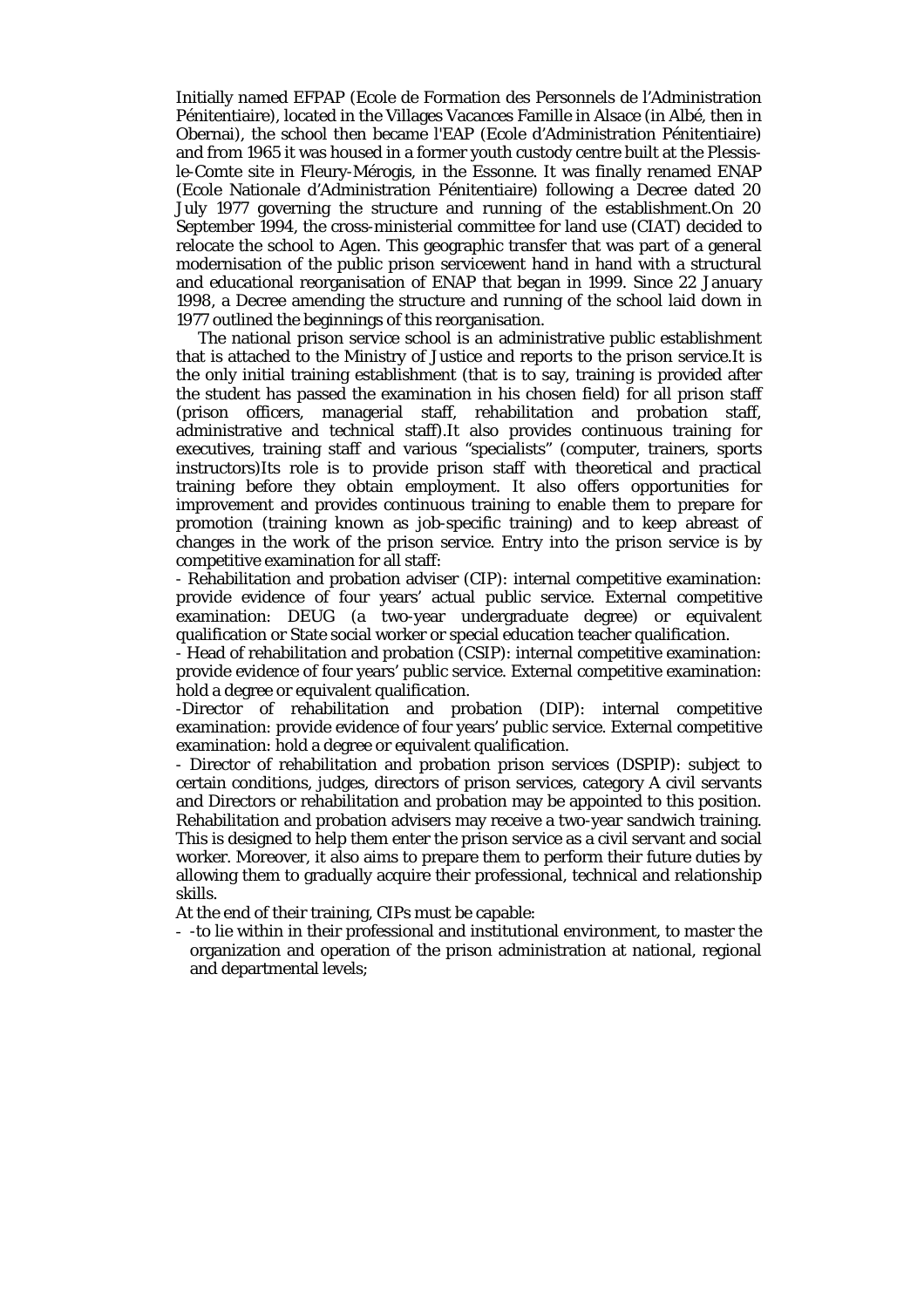Initially named EFPAP (Ecole de Formation des Personnels de l'Administration Pénitentiaire), located in the Villages Vacances Famille in Alsace (in Albé, then in Obernai), the school then became l'EAP (Ecole d'Administration Pénitentiaire) and from 1965 it was housed in a former youth custody centre built at the Plessis-le-Comte site in Fleury-Mérogis, in the Essonne. It was finally renamed ENAP (Ecole Nationale d'Administration Pénitentiaire) following a Decree dated 20 July 1977 governing the structure and running of the establishment.On 20 September 1994, the cross-ministerial committee for land use (CIAT) decided to relocate the school to Agen. This geographic transfer that was part of a general modernisation of the public prison servicewent hand in hand with a structural and educational reorganisation of ENAP that began in 1999. Since 22 January 1998, a Decree amending the structure and running of the school laid down in 1977 outlined the beginnings of this reorganisation.

The national prison service school is an administrative public establishment that is attached to the Ministry of Justice and reports to the prison service.It is the only initial training establishment (that is to say, training is provided after the student has passed the examination in his chosen field) for all prison staff (prison officers, managerial staff, rehabilitation and probation staff, administrative and technical staff).It also provides continuous training for executives, training staff and various "specialists" (computer, trainers, sports instructors)Its role is to provide prison staff with theoretical and practical training before they obtain employment. It also offers opportunities for improvement and provides continuous training to enable them to prepare for promotion (training known as job-specific training) and to keep abreast of changes in the work of the prison service. Entry into the prison service is by competitive examination for all staff:

- Rehabilitation and probation adviser (CIP): internal competitive examination: provide evidence of four years' actual public service. External competitive examination: DEUG (a two-year undergraduate degree) or equivalent qualification or State social worker or special education teacher qualification.
- Head of rehabilitation and probation (CSIP): internal competitive examination: provide evidence of four years' public service. External competitive examination: hold a degree or equivalent qualification.
- Director of rehabilitation and probation (DIP): internal competitive examination: provide evidence of four years' public service. External competitive examination: hold a degree or equivalent qualification.
- Director of rehabilitation and probation prison services (DSPIP): subject to certain conditions, judges, directors of prison services, category A civil servants and Directors or rehabilitation and probation may be appointed to this position.

Rehabilitation and probation advisers may receive a two-year sandwich training. This is designed to help them enter the prison service as a civil servant and social worker. Moreover, it also aims to prepare them to perform their future duties by allowing them to gradually acquire their professional, technical and relationship skills.

At the end of their training, CIPs must be capable:

- -to lie within in their professional and institutional environment, to master the organization and operation of the prison administration at national, regional and departmental levels;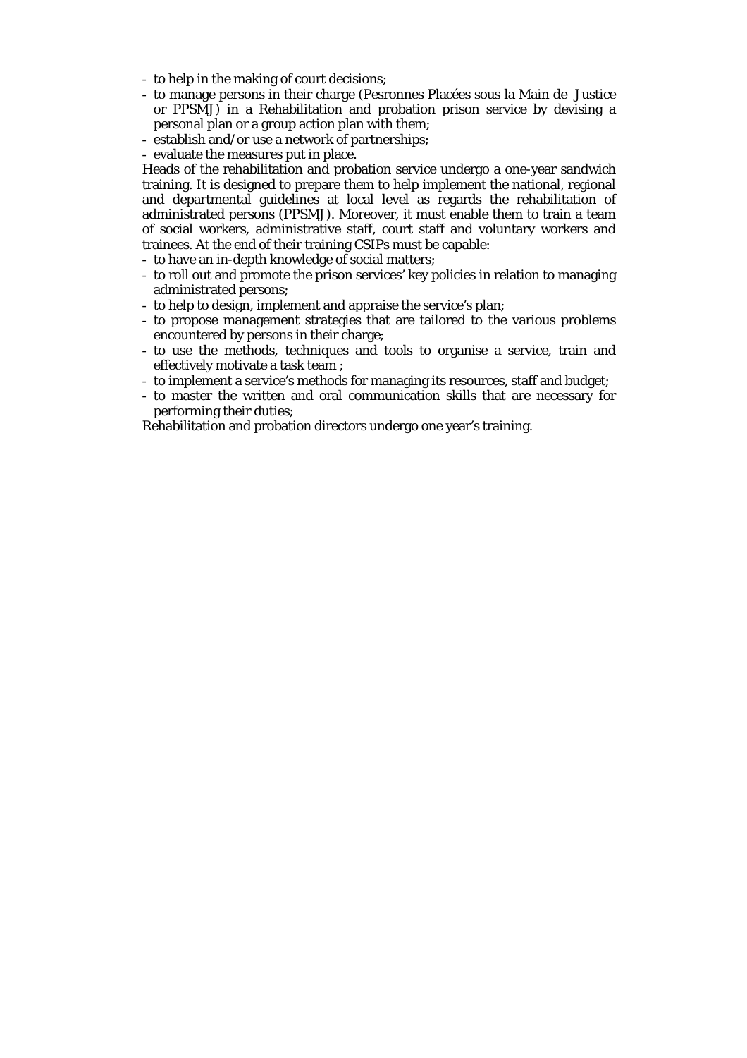- to help in the making of court decisions;
- to manage persons in their charge (Pesronnes Placées sous la Main de Justice or PPSMJ) in a Rehabilitation and probation prison service by devising a personal plan or a group action plan with them;
- establish and/or use a network of partnerships;
- evaluate the measures put in place.

Heads of the rehabilitation and probation service undergo a one-year sandwich training. It is designed to prepare them to help implement the national, regional and departmental guidelines at local level as regards the rehabilitation of administrated persons (PPSMJ). Moreover, it must enable them to train a team of social workers, administrative staff, court staff and voluntary workers and trainees. At the end of their training CSIPs must be capable:

- to have an in-depth knowledge of social matters;
- to roll out and promote the prison services' key policies in relation to managing administrated persons;
- to help to design, implement and appraise the service's plan;
- to propose management strategies that are tailored to the various problems encountered by persons in their charge;
- to use the methods, techniques and tools to organise a service, train and effectively motivate a task team ;
- to implement a service's methods for managing its resources, staff and budget;
- to master the written and oral communication skills that are necessary for performing their duties;

Rehabilitation and probation directors undergo one year's training.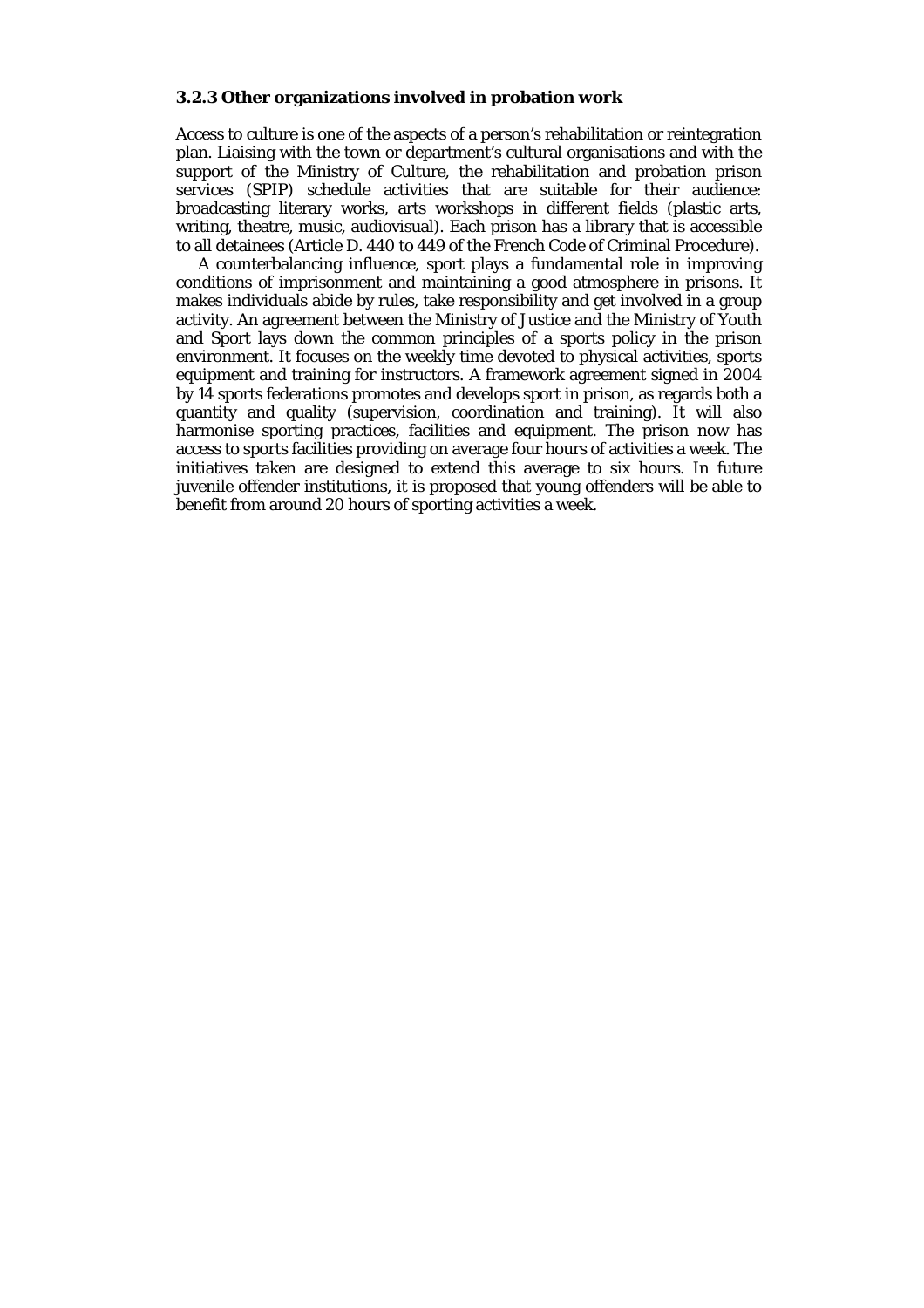### 3.2.3 Other organizations involved in probation work

Access to culture is one of the aspects of a person's rehabilitation or reintegration plan. Liaising with the town or department's cultural organisations and with the support of the Ministry of Culture, the rehabilitation and probation prison services (SPIP) schedule activities that are suitable for their audience: broadcasting literary works, arts workshops in different fields (plastic arts, writing, theatre, music, audiovisual). Each prison has a library that is accessible to all detainees (Article D. 440 to 449 of the French Code of Criminal Procedure).

A counterbalancing influence, sport plays a fundamental role in improving conditions of imprisonment and maintaining a good atmosphere in prisons. It makes individuals abide by rules, take responsibility and get involved in a group activity. An agreement between the Ministry of Justice and the Ministry of Youth and Sport lays down the common principles of a sports policy in the prison environment. It focuses on the weekly time devoted to physical activities, sports equipment and training for instructors. A framework agreement signed in 2004 by 14 sports federations promotes and develops sport in prison, as regards both a quantity and quality (supervision, coordination and training). It will also harmonise sporting practices, facilities and equipment. The prison now has access to sports facilities providing on average four hours of activities a week. The initiatives taken are designed to extend this average to six hours. In future juvenile offender institutions, it is proposed that young offenders will be able to benefit from around 20 hours of sporting activities a week.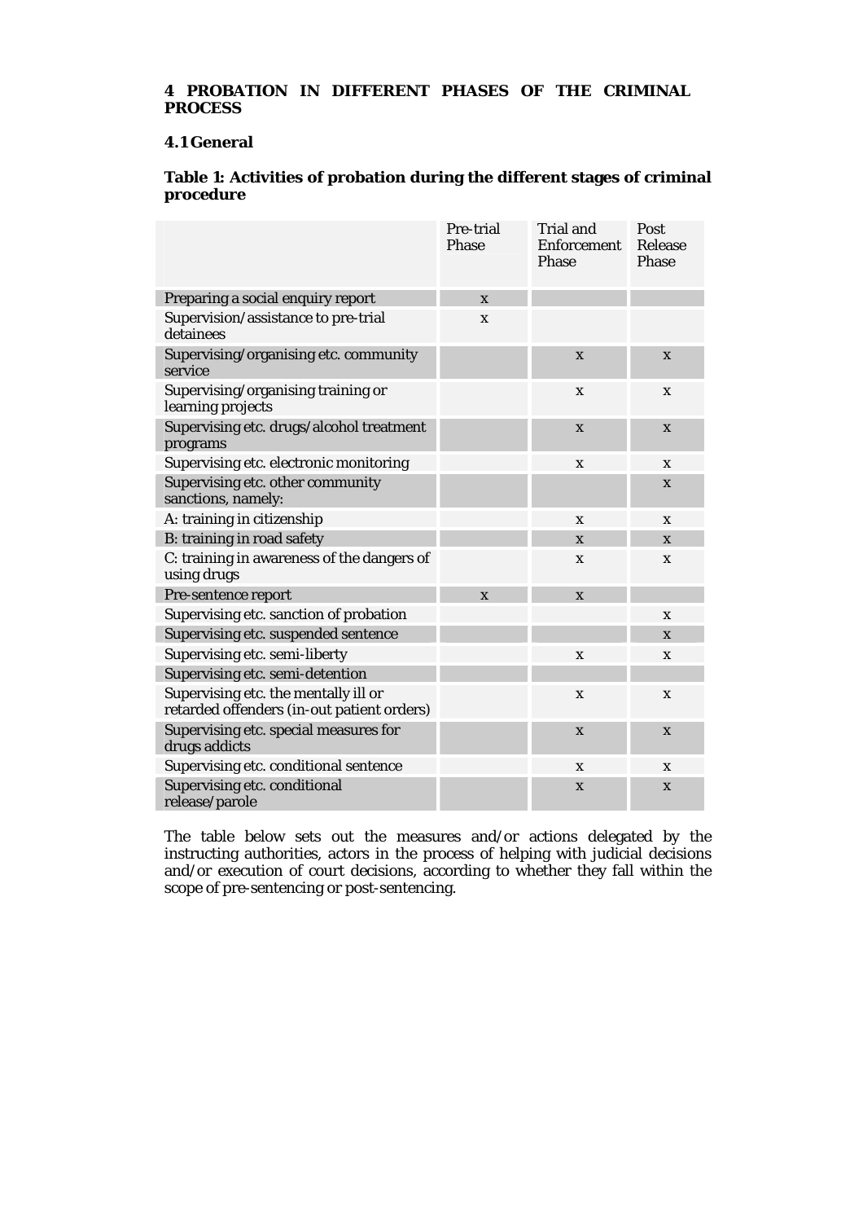## 4 PROBATION IN DIFFERENT PHASES OF THE CRIMINAL PROCESS

### 4.1 General

**Table 1: Activities of probation during the different stages of criminal procedure**

| | Pre-trial Phase | Trial and Enforcement Phase | Post Release Phase |
|---|---|---|---|
| Preparing a social enquiry report | x | | |
| Supervision/assistance to pre-trial detainees | x | | |
| Supervising/organising etc. community service | | x | x |
| Supervising/organising training or learning projects | | x | x |
| Supervising etc. drugs/alcohol treatment programs | | x | x |
| Supervising etc. electronic monitoring | | x | x |
| Supervising etc. other community sanctions, namely: | | | x |
| A: training in citizenship | | x | x |
| B: training in road safety | | x | x |
| C: training in awareness of the dangers of using drugs | | x | x |
| Pre-sentence report | x | x | |
| Supervising etc. sanction of probation | | | x |
| Supervising etc. suspended sentence | | | x |
| Supervising etc. semi-liberty | | x | x |
| Supervising etc. semi-detention | | | |
| Supervising etc. the mentally ill or retarded offenders (in-out patient orders) | | x | x |
| Supervising etc. special measures for drugs addicts | | x | x |
| Supervising etc. conditional sentence | | x | x |
| Supervising etc. conditional release/parole | | x | x |

The table below sets out the measures and/or actions delegated by the instructing authorities, actors in the process of helping with judicial decisions and/or execution of court decisions, according to whether they fall within the scope of pre-sentencing or post-sentencing.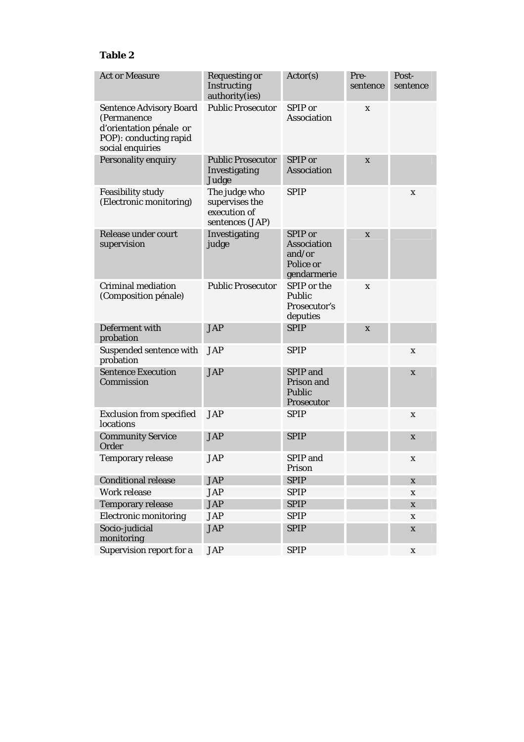**Table 2**

| Act or Measure | Requesting or Instructing authority(ies) | Actor(s) | Pre-sentence | Post-sentence |
|---|---|---|---|---|
| Sentence Advisory Board (Permanence d'orientation pénale or POP): conducting rapid social enquiries | Public Prosecutor | SPIP or Association | x | |
| Personality enquiry | Public Prosecutor Investigating Judge | SPIP or Association | x | |
| Feasibility study (Electronic monitoring) | The judge who supervises the execution of sentences (JAP) | SPIP | | x |
| Release under court supervision | Investigating judge | SPIP or Association and/or Police or gendarmerie | x | |
| Criminal mediation (Composition pénale) | Public Prosecutor | SPIP or the Public Prosecutor's deputies | x | |
| Deferment with probation | JAP | SPIP | x | |
| Suspended sentence with probation | JAP | SPIP | | x |
| Sentence Execution Commission | JAP | SPIP and Prison and Public Prosecutor | | x |
| Exclusion from specified locations | JAP | SPIP | | x |
| Community Service Order | JAP | SPIP | | x |
| Temporary release | JAP | SPIP and Prison | | x |
| Conditional release | JAP | SPIP | | x |
| Work release | JAP | SPIP | | x |
| Temporary release | JAP | SPIP | | x |
| Electronic monitoring | JAP | SPIP | | x |
| Socio-judicial monitoring | JAP | SPIP | | x |
| Supervision report for a | JAP | SPIP | | x |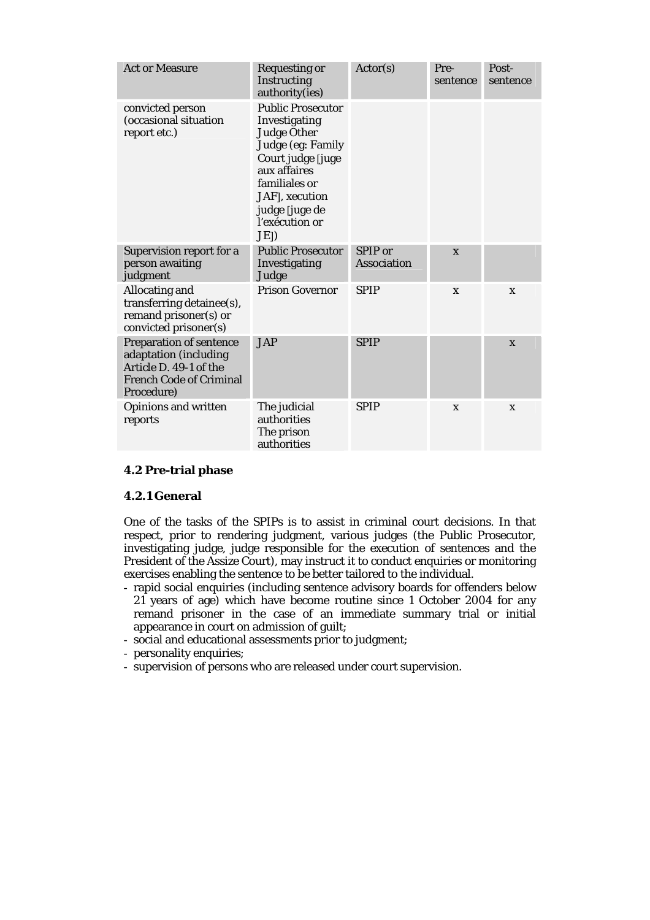| Act or Measure | Requesting or Instructing authority(ies) | Actor(s) | Pre-sentence | Post-sentence |
|---|---|---|---|---|
| convicted person (occasional situation report etc.) | Public Prosecutor Investigating Judge Other Judge (eg: Family Court judge [juge aux affaires familiales or JAF], xecution judge [juge de l'exécution or JE]) | | | |
| Supervision report for a person awaiting judgment | Public Prosecutor Investigating Judge | SPIP or Association | x | |
| Allocating and transferring detainee(s), remand prisoner(s) or convicted prisoner(s) | Prison Governor | SPIP | x | x |
| Preparation of sentence adaptation (including Article D. 49-1 of the French Code of Criminal Procedure) | JAP | SPIP | | x |
| Opinions and written reports | The judicial authorities The prison authorities | SPIP | x | x |

### 4.2 Pre-trial phase

#### 4.2.1 General

One of the tasks of the SPIPs is to assist in criminal court decisions. In that respect, prior to rendering judgment, various judges (the Public Prosecutor, investigating judge, judge responsible for the execution of sentences and the President of the Assize Court), may instruct it to conduct enquiries or monitoring exercises enabling the sentence to be better tailored to the individual.

- rapid social enquiries (including sentence advisory boards for offenders below 21 years of age) which have become routine since 1 October 2004 for any remand prisoner in the case of an immediate summary trial or initial appearance in court on admission of guilt;
- social and educational assessments prior to judgment;
- personality enquiries;
- supervision of persons who are released under court supervision.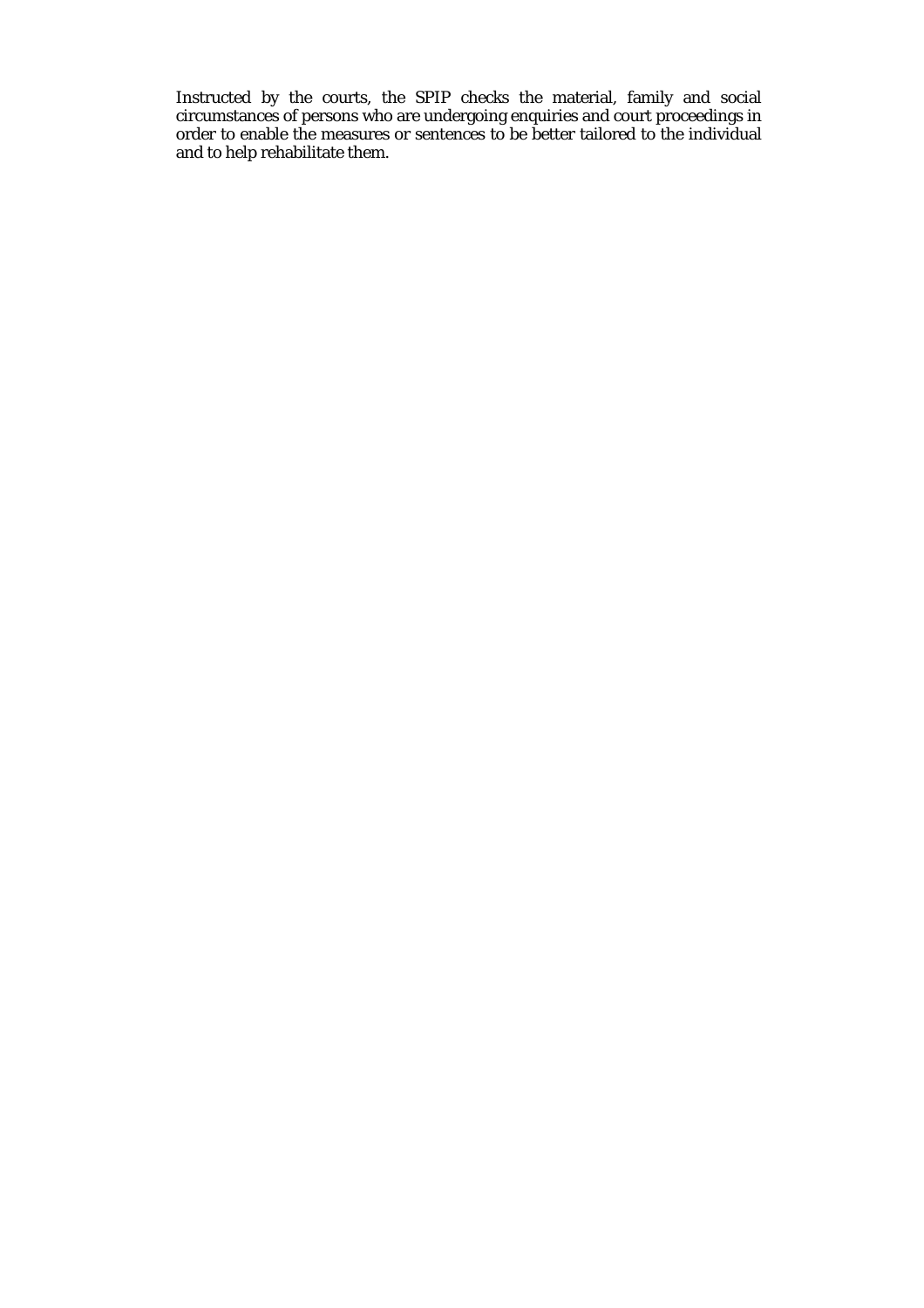Instructed by the courts, the SPIP checks the material, family and social circumstances of persons who are undergoing enquiries and court proceedings in order to enable the measures or sentences to be better tailored to the individual and to help rehabilitate them.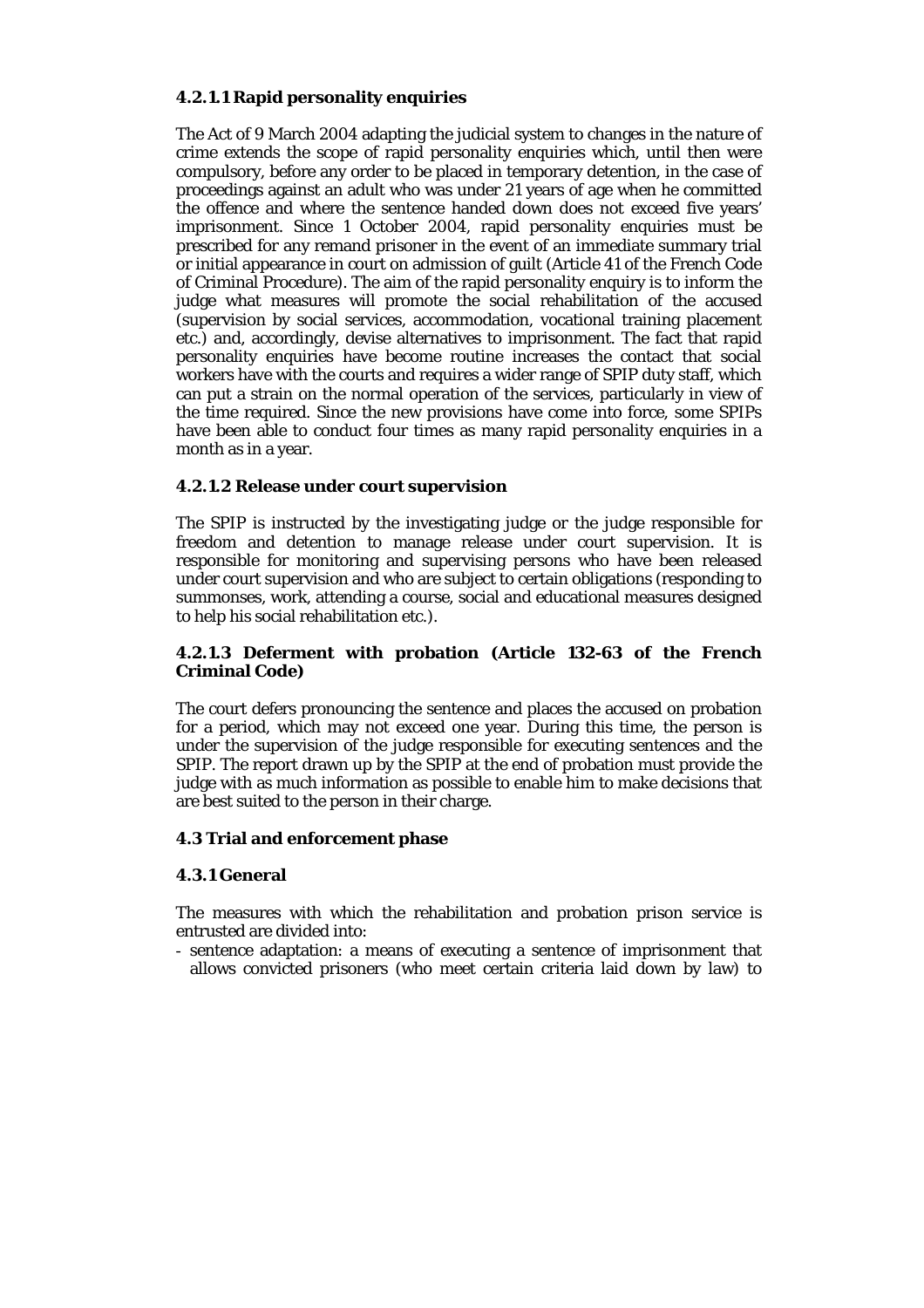#### 4.2.1.1 Rapid personality enquiries

The Act of 9 March 2004 adapting the judicial system to changes in the nature of crime extends the scope of rapid personality enquiries which, until then were compulsory, before any order to be placed in temporary detention, in the case of proceedings against an adult who was under 21 years of age when he committed the offence and where the sentence handed down does not exceed five years' imprisonment. Since 1 October 2004, rapid personality enquiries must be prescribed for any remand prisoner in the event of an immediate summary trial or initial appearance in court on admission of guilt (Article 41 of the French Code of Criminal Procedure). The aim of the rapid personality enquiry is to inform the judge what measures will promote the social rehabilitation of the accused (supervision by social services, accommodation, vocational training placement etc.) and, accordingly, devise alternatives to imprisonment. The fact that rapid personality enquiries have become routine increases the contact that social workers have with the courts and requires a wider range of SPIP duty staff, which can put a strain on the normal operation of the services, particularly in view of the time required. Since the new provisions have come into force, some SPIPs have been able to conduct four times as many rapid personality enquiries in a month as in a year.

#### 4.2.1.2 Release under court supervision

The SPIP is instructed by the investigating judge or the judge responsible for freedom and detention to manage release under court supervision. It is responsible for monitoring and supervising persons who have been released under court supervision and who are subject to certain obligations (responding to summonses, work, attending a course, social and educational measures designed to help his social rehabilitation etc.).

#### 4.2.1.3 Deferment with probation (Article 132-63 of the French Criminal Code)

The court defers pronouncing the sentence and places the accused on probation for a period, which may not exceed one year. During this time, the person is under the supervision of the judge responsible for executing sentences and the SPIP. The report drawn up by the SPIP at the end of probation must provide the judge with as much information as possible to enable him to make decisions that are best suited to the person in their charge.

### 4.3 Trial and enforcement phase

#### 4.3.1 General

The measures with which the rehabilitation and probation prison service is entrusted are divided into:

- sentence adaptation: a means of executing a sentence of imprisonment that allows convicted prisoners (who meet certain criteria laid down by law) to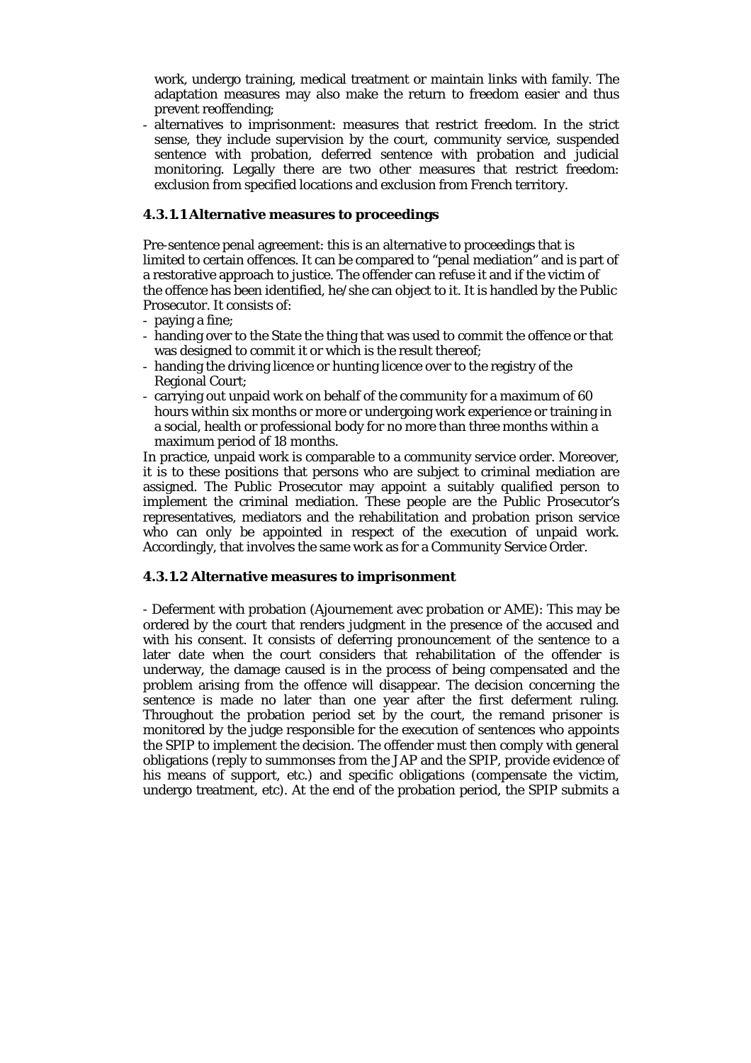work, undergo training, medical treatment or maintain links with family. The adaptation measures may also make the return to freedom easier and thus prevent reoffending;
- alternatives to imprisonment: measures that restrict freedom. In the strict sense, they include supervision by the court, community service, suspended sentence with probation, deferred sentence with probation and judicial monitoring. Legally there are two other measures that restrict freedom: exclusion from specified locations and exclusion from French territory.

#### 4.3.1.1 Alternative measures to proceedings

Pre-sentence penal agreement: this is an alternative to proceedings that is limited to certain offences. It can be compared to "penal mediation" and is part of a restorative approach to justice. The offender can refuse it and if the victim of the offence has been identified, he/she can object to it. It is handled by the Public Prosecutor. It consists of:
- paying a fine;
- handing over to the State the thing that was used to commit the offence or that was designed to commit it or which is the result thereof;
- handing the driving licence or hunting licence over to the registry of the Regional Court;
- carrying out unpaid work on behalf of the community for a maximum of 60 hours within six months or more or undergoing work experience or training in a social, health or professional body for no more than three months within a maximum period of 18 months.

In practice, unpaid work is comparable to a community service order. Moreover, it is to these positions that persons who are subject to criminal mediation are assigned. The Public Prosecutor may appoint a suitably qualified person to implement the criminal mediation. These people are the Public Prosecutor's representatives, mediators and the rehabilitation and probation prison service who can only be appointed in respect of the execution of unpaid work. Accordingly, that involves the same work as for a Community Service Order.

#### 4.3.1.2 Alternative measures to imprisonment

- Deferment with probation (Ajournement avec probation or AME): This may be ordered by the court that renders judgment in the presence of the accused and with his consent. It consists of deferring pronouncement of the sentence to a later date when the court considers that rehabilitation of the offender is underway, the damage caused is in the process of being compensated and the problem arising from the offence will disappear. The decision concerning the sentence is made no later than one year after the first deferment ruling. Throughout the probation period set by the court, the remand prisoner is monitored by the judge responsible for the execution of sentences who appoints the SPIP to implement the decision. The offender must then comply with general obligations (reply to summonses from the JAP and the SPIP, provide evidence of his means of support, etc.) and specific obligations (compensate the victim, undergo treatment, etc). At the end of the probation period, the SPIP submits a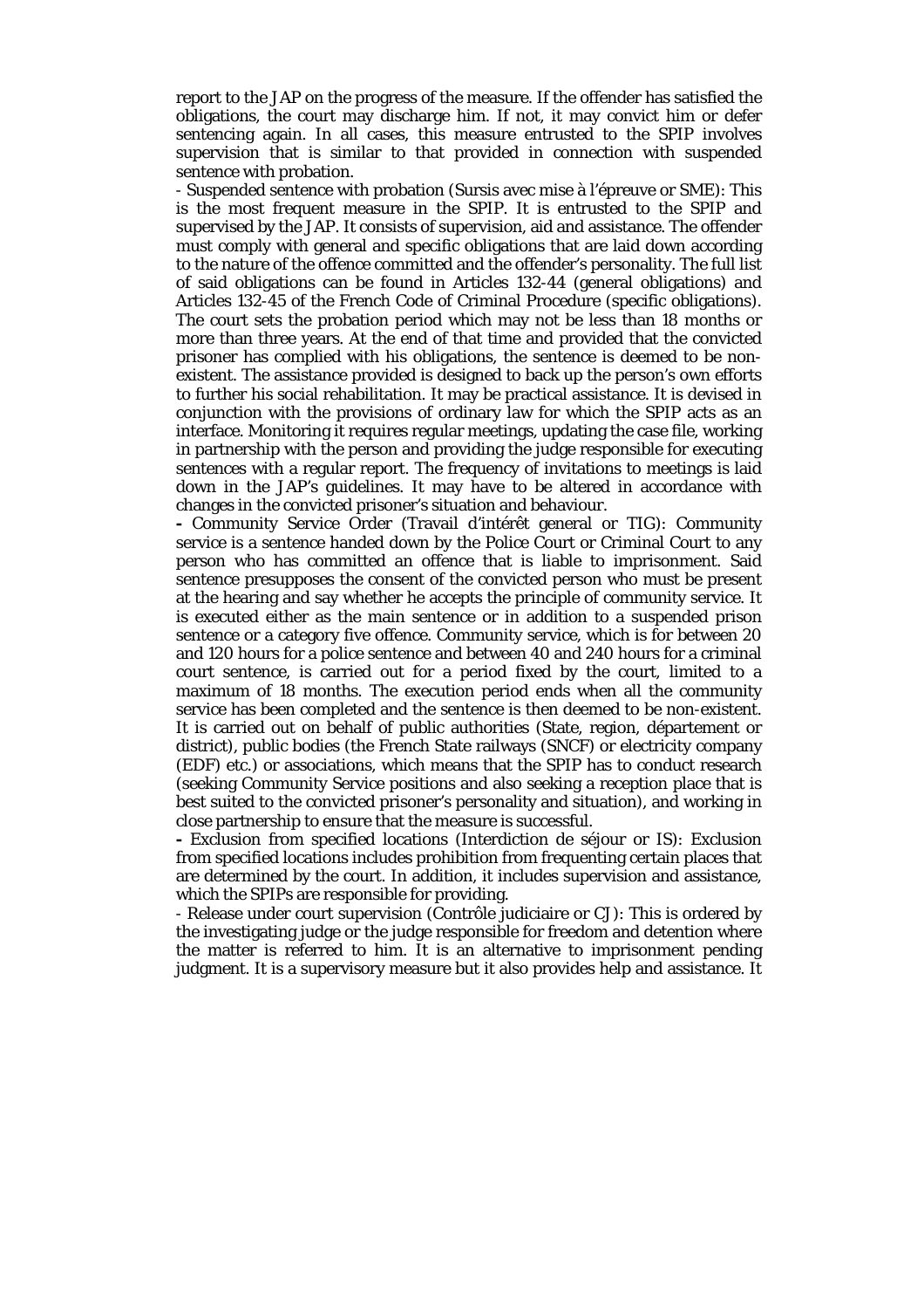report to the JAP on the progress of the measure. If the offender has satisfied the obligations, the court may discharge him. If not, it may convict him or defer sentencing again. In all cases, this measure entrusted to the SPIP involves supervision that is similar to that provided in connection with suspended sentence with probation.

- Suspended sentence with probation (Sursis avec mise à l'épreuve or SME): This is the most frequent measure in the SPIP. It is entrusted to the SPIP and supervised by the JAP. It consists of supervision, aid and assistance. The offender must comply with general and specific obligations that are laid down according to the nature of the offence committed and the offender's personality. The full list of said obligations can be found in Articles 132-44 (general obligations) and Articles 132-45 of the French Code of Criminal Procedure (specific obligations). The court sets the probation period which may not be less than 18 months or more than three years. At the end of that time and provided that the convicted prisoner has complied with his obligations, the sentence is deemed to be non-existent. The assistance provided is designed to back up the person's own efforts to further his social rehabilitation. It may be practical assistance. It is devised in conjunction with the provisions of ordinary law for which the SPIP acts as an interface. Monitoring it requires regular meetings, updating the case file, working in partnership with the person and providing the judge responsible for executing sentences with a regular report. The frequency of invitations to meetings is laid down in the JAP's guidelines. It may have to be altered in accordance with changes in the convicted prisoner's situation and behaviour.

- Community Service Order (Travail d'intérêt general or TIG): Community service is a sentence handed down by the Police Court or Criminal Court to any person who has committed an offence that is liable to imprisonment. Said sentence presupposes the consent of the convicted person who must be present at the hearing and say whether he accepts the principle of community service. It is executed either as the main sentence or in addition to a suspended prison sentence or a category five offence. Community service, which is for between 20 and 120 hours for a police sentence and between 40 and 240 hours for a criminal court sentence, is carried out for a period fixed by the court, limited to a maximum of 18 months. The execution period ends when all the community service has been completed and the sentence is then deemed to be non-existent. It is carried out on behalf of public authorities (State, region, département or district), public bodies (the French State railways (SNCF) or electricity company (EDF) etc.) or associations, which means that the SPIP has to conduct research (seeking Community Service positions and also seeking a reception place that is best suited to the convicted prisoner's personality and situation), and working in close partnership to ensure that the measure is successful.

- Exclusion from specified locations (Interdiction de séjour or IS): Exclusion from specified locations includes prohibition from frequenting certain places that are determined by the court. In addition, it includes supervision and assistance, which the SPIPs are responsible for providing.

- Release under court supervision (Contrôle judiciaire or CJ): This is ordered by the investigating judge or the judge responsible for freedom and detention where the matter is referred to him. It is an alternative to imprisonment pending judgment. It is a supervisory measure but it also provides help and assistance. It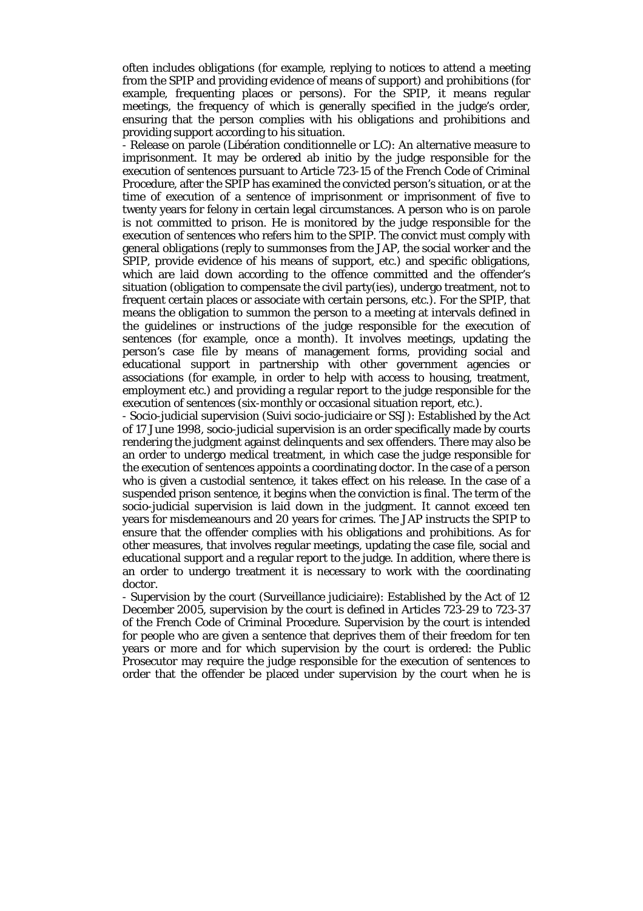often includes obligations (for example, replying to notices to attend a meeting from the SPIP and providing evidence of means of support) and prohibitions (for example, frequenting places or persons). For the SPIP, it means regular meetings, the frequency of which is generally specified in the judge's order, ensuring that the person complies with his obligations and prohibitions and providing support according to his situation.

- Release on parole (Libération conditionnelle or LC): An alternative measure to imprisonment. It may be ordered ab initio by the judge responsible for the execution of sentences pursuant to Article 723-15 of the French Code of Criminal Procedure, after the SPIP has examined the convicted person's situation, or at the time of execution of a sentence of imprisonment or imprisonment of five to twenty years for felony in certain legal circumstances. A person who is on parole is not committed to prison. He is monitored by the judge responsible for the execution of sentences who refers him to the SPIP. The convict must comply with general obligations (reply to summonses from the JAP, the social worker and the SPIP, provide evidence of his means of support, etc.) and specific obligations, which are laid down according to the offence committed and the offender's situation (obligation to compensate the civil party(ies), undergo treatment, not to frequent certain places or associate with certain persons, etc.). For the SPIP, that means the obligation to summon the person to a meeting at intervals defined in the guidelines or instructions of the judge responsible for the execution of sentences (for example, once a month). It involves meetings, updating the person's case file by means of management forms, providing social and educational support in partnership with other government agencies or associations (for example, in order to help with access to housing, treatment, employment etc.) and providing a regular report to the judge responsible for the execution of sentences (six-monthly or occasional situation report, etc.).

- Socio-judicial supervision (Suivi socio-judiciaire or SSJ): Established by the Act of 17 June 1998, socio-judicial supervision is an order specifically made by courts rendering the judgment against delinquents and sex offenders. There may also be an order to undergo medical treatment, in which case the judge responsible for the execution of sentences appoints a coordinating doctor. In the case of a person who is given a custodial sentence, it takes effect on his release. In the case of a suspended prison sentence, it begins when the conviction is final. The term of the socio-judicial supervision is laid down in the judgment. It cannot exceed ten years for misdemeanours and 20 years for crimes. The JAP instructs the SPIP to ensure that the offender complies with his obligations and prohibitions. As for other measures, that involves regular meetings, updating the case file, social and educational support and a regular report to the judge. In addition, where there is an order to undergo treatment it is necessary to work with the coordinating doctor.

- Supervision by the court (Surveillance judiciaire): Established by the Act of 12 December 2005, supervision by the court is defined in Articles 723-29 to 723-37 of the French Code of Criminal Procedure. Supervision by the court is intended for people who are given a sentence that deprives them of their freedom for ten years or more and for which supervision by the court is ordered: the Public Prosecutor may require the judge responsible for the execution of sentences to order that the offender be placed under supervision by the court when he is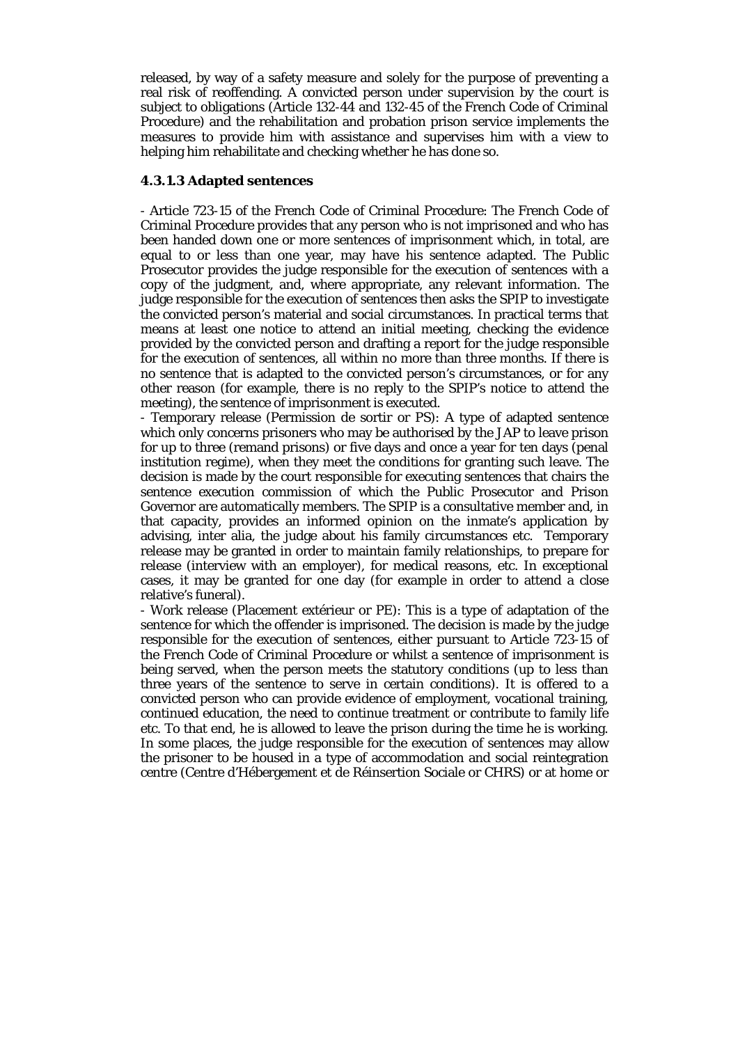released, by way of a safety measure and solely for the purpose of preventing a real risk of reoffending. A convicted person under supervision by the court is subject to obligations (Article 132-44 and 132-45 of the French Code of Criminal Procedure) and the rehabilitation and probation prison service implements the measures to provide him with assistance and supervises him with a view to helping him rehabilitate and checking whether he has done so.

#### 4.3.1.3 Adapted sentences

- Article 723-15 of the French Code of Criminal Procedure: The French Code of Criminal Procedure provides that any person who is not imprisoned and who has been handed down one or more sentences of imprisonment which, in total, are equal to or less than one year, may have his sentence adapted. The Public Prosecutor provides the judge responsible for the execution of sentences with a copy of the judgment, and, where appropriate, any relevant information. The judge responsible for the execution of sentences then asks the SPIP to investigate the convicted person's material and social circumstances. In practical terms that means at least one notice to attend an initial meeting, checking the evidence provided by the convicted person and drafting a report for the judge responsible for the execution of sentences, all within no more than three months. If there is no sentence that is adapted to the convicted person's circumstances, or for any other reason (for example, there is no reply to the SPIP's notice to attend the meeting), the sentence of imprisonment is executed.
- Temporary release (Permission de sortir or PS): A type of adapted sentence which only concerns prisoners who may be authorised by the JAP to leave prison for up to three (remand prisons) or five days and once a year for ten days (penal institution regime), when they meet the conditions for granting such leave. The decision is made by the court responsible for executing sentences that chairs the sentence execution commission of which the Public Prosecutor and Prison Governor are automatically members. The SPIP is a consultative member and, in that capacity, provides an informed opinion on the inmate's application by advising, inter alia, the judge about his family circumstances etc. Temporary release may be granted in order to maintain family relationships, to prepare for release (interview with an employer), for medical reasons, etc. In exceptional cases, it may be granted for one day (for example in order to attend a close relative's funeral).
- Work release (Placement extérieur or PE): This is a type of adaptation of the sentence for which the offender is imprisoned. The decision is made by the judge responsible for the execution of sentences, either pursuant to Article 723-15 of the French Code of Criminal Procedure or whilst a sentence of imprisonment is being served, when the person meets the statutory conditions (up to less than three years of the sentence to serve in certain conditions). It is offered to a convicted person who can provide evidence of employment, vocational training, continued education, the need to continue treatment or contribute to family life etc. To that end, he is allowed to leave the prison during the time he is working. In some places, the judge responsible for the execution of sentences may allow the prisoner to be housed in a type of accommodation and social reintegration centre (Centre d'Hébergement et de Réinsertion Sociale or CHRS) or at home or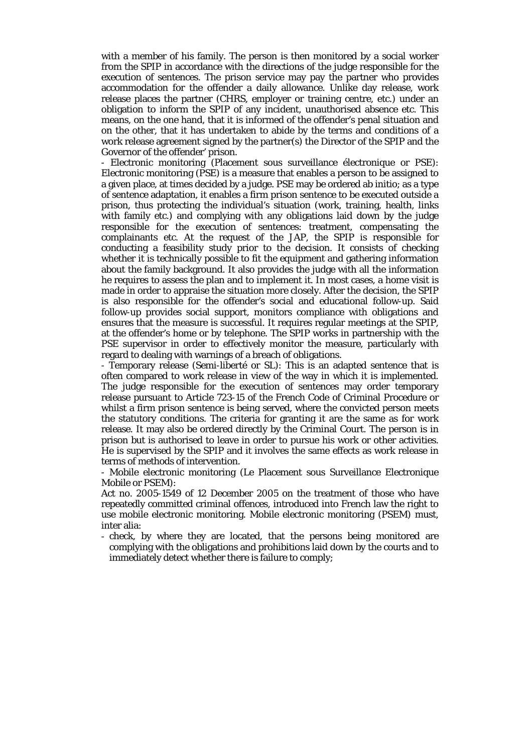with a member of his family. The person is then monitored by a social worker from the SPIP in accordance with the directions of the judge responsible for the execution of sentences. The prison service may pay the partner who provides accommodation for the offender a daily allowance. Unlike day release, work release places the partner (CHRS, employer or training centre, etc.) under an obligation to inform the SPIP of any incident, unauthorised absence etc. This means, on the one hand, that it is informed of the offender's penal situation and on the other, that it has undertaken to abide by the terms and conditions of a work release agreement signed by the partner(s) the Director of the SPIP and the Governor of the offender' prison.

- Electronic monitoring (Placement sous surveillance électronique or PSE): Electronic monitoring (PSE) is a measure that enables a person to be assigned to a given place, at times decided by a judge. PSE may be ordered ab initio; as a type of sentence adaptation, it enables a firm prison sentence to be executed outside a prison, thus protecting the individual's situation (work, training, health, links with family etc.) and complying with any obligations laid down by the judge responsible for the execution of sentences: treatment, compensating the complainants etc. At the request of the JAP, the SPIP is responsible for conducting a feasibility study prior to the decision. It consists of checking whether it is technically possible to fit the equipment and gathering information about the family background. It also provides the judge with all the information he requires to assess the plan and to implement it. In most cases, a home visit is made in order to appraise the situation more closely. After the decision, the SPIP is also responsible for the offender's social and educational follow-up. Said follow-up provides social support, monitors compliance with obligations and ensures that the measure is successful. It requires regular meetings at the SPIP, at the offender's home or by telephone. The SPIP works in partnership with the PSE supervisor in order to effectively monitor the measure, particularly with regard to dealing with warnings of a breach of obligations.

- Temporary release (Semi-liberté or SL): This is an adapted sentence that is often compared to work release in view of the way in which it is implemented. The judge responsible for the execution of sentences may order temporary release pursuant to Article 723-15 of the French Code of Criminal Procedure or whilst a firm prison sentence is being served, where the convicted person meets the statutory conditions. The criteria for granting it are the same as for work release. It may also be ordered directly by the Criminal Court. The person is in prison but is authorised to leave in order to pursue his work or other activities. He is supervised by the SPIP and it involves the same effects as work release in terms of methods of intervention.

- Mobile electronic monitoring (Le Placement sous Surveillance Electronique Mobile or PSEM):

Act no. 2005-1549 of 12 December 2005 on the treatment of those who have repeatedly committed criminal offences, introduced into French law the right to use mobile electronic monitoring. Mobile electronic monitoring (PSEM) must, inter alia:

- check, by where they are located, that the persons being monitored are complying with the obligations and prohibitions laid down by the courts and to immediately detect whether there is failure to comply;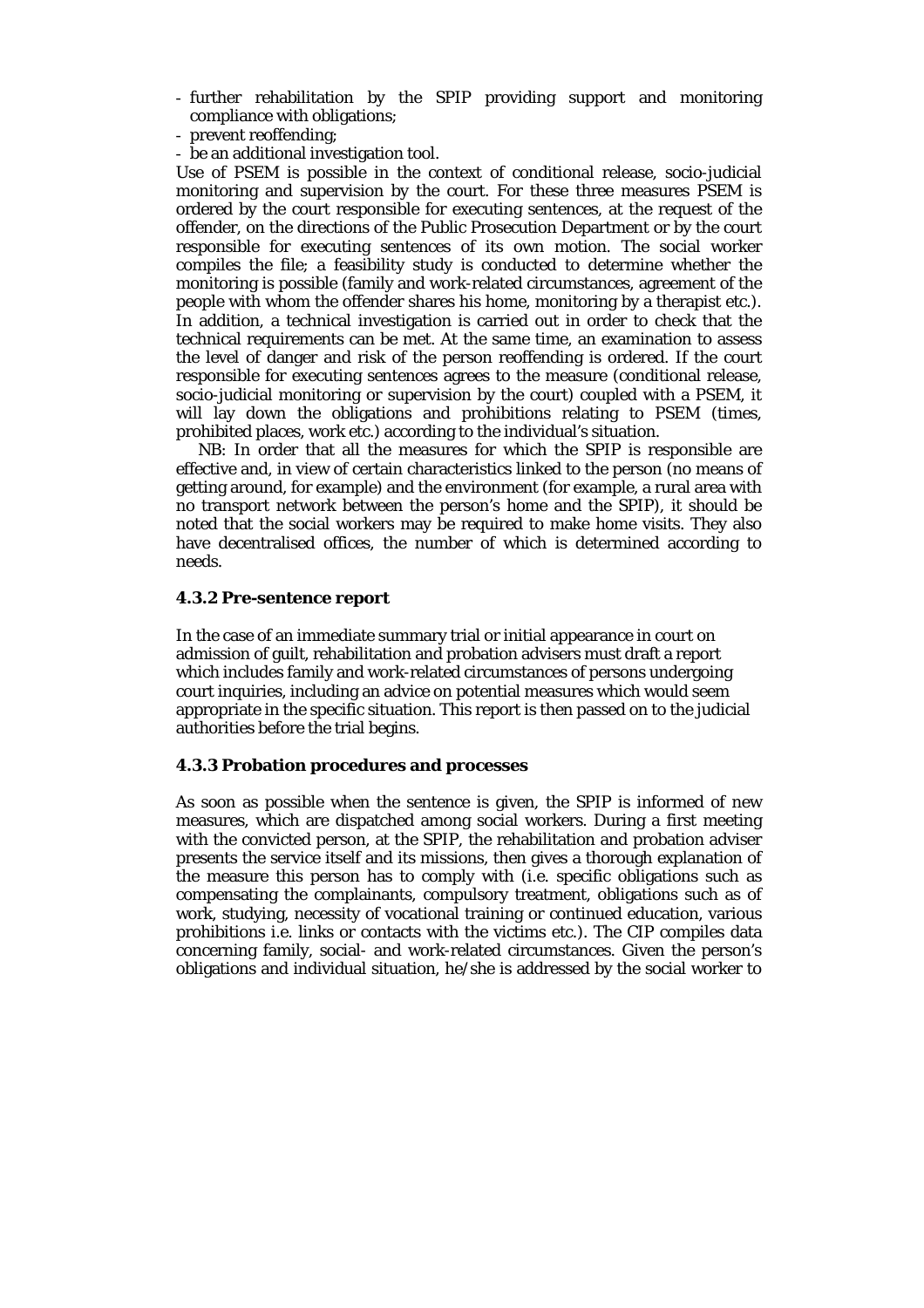- further rehabilitation by the SPIP providing support and monitoring compliance with obligations;
- prevent reoffending;
- be an additional investigation tool.

Use of PSEM is possible in the context of conditional release, socio-judicial monitoring and supervision by the court. For these three measures PSEM is ordered by the court responsible for executing sentences, at the request of the offender, on the directions of the Public Prosecution Department or by the court responsible for executing sentences of its own motion. The social worker compiles the file; a feasibility study is conducted to determine whether the monitoring is possible (family and work-related circumstances, agreement of the people with whom the offender shares his home, monitoring by a therapist etc.). In addition, a technical investigation is carried out in order to check that the technical requirements can be met. At the same time, an examination to assess the level of danger and risk of the person reoffending is ordered. If the court responsible for executing sentences agrees to the measure (conditional release, socio-judicial monitoring or supervision by the court) coupled with a PSEM, it will lay down the obligations and prohibitions relating to PSEM (times, prohibited places, work etc.) according to the individual's situation.

NB: In order that all the measures for which the SPIP is responsible are effective and, in view of certain characteristics linked to the person (no means of getting around, for example) and the environment (for example, a rural area with no transport network between the person's home and the SPIP), it should be noted that the social workers may be required to make home visits. They also have decentralised offices, the number of which is determined according to needs.

### 4.3.2 Pre-sentence report

In the case of an immediate summary trial or initial appearance in court on admission of guilt, rehabilitation and probation advisers must draft a report which includes family and work-related circumstances of persons undergoing court inquiries, including an advice on potential measures which would seem appropriate in the specific situation. This report is then passed on to the judicial authorities before the trial begins.

### 4.3.3 Probation procedures and processes

As soon as possible when the sentence is given, the SPIP is informed of new measures, which are dispatched among social workers. During a first meeting with the convicted person, at the SPIP, the rehabilitation and probation adviser presents the service itself and its missions, then gives a thorough explanation of the measure this person has to comply with (i.e. specific obligations such as compensating the complainants, compulsory treatment, obligations such as of work, studying, necessity of vocational training or continued education, various prohibitions i.e. links or contacts with the victims etc.). The CIP compiles data concerning family, social- and work-related circumstances. Given the person's obligations and individual situation, he/she is addressed by the social worker to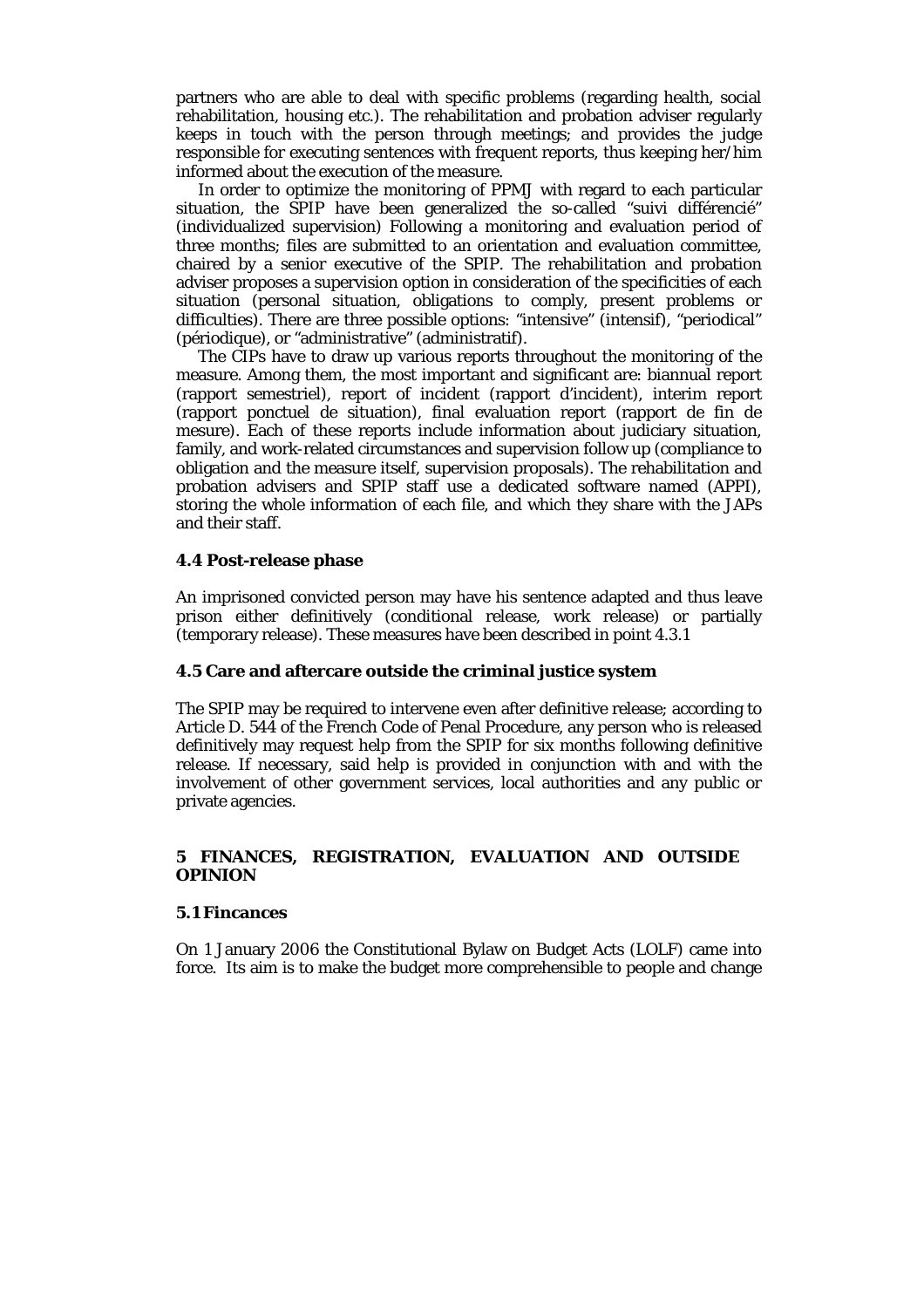partners who are able to deal with specific problems (regarding health, social rehabilitation, housing etc.). The rehabilitation and probation adviser regularly keeps in touch with the person through meetings; and provides the judge responsible for executing sentences with frequent reports, thus keeping her/him informed about the execution of the measure.

In order to optimize the monitoring of PPMJ with regard to each particular situation, the SPIP have been generalized the so-called "suivi différencié" (individualized supervision) Following a monitoring and evaluation period of three months; files are submitted to an orientation and evaluation committee, chaired by a senior executive of the SPIP. The rehabilitation and probation adviser proposes a supervision option in consideration of the specificities of each situation (personal situation, obligations to comply, present problems or difficulties). There are three possible options: "intensive" (intensif), "periodical" (périodique), or "administrative" (administratif).

The CIPs have to draw up various reports throughout the monitoring of the measure. Among them, the most important and significant are: biannual report (rapport semestriel), report of incident (rapport d'incident), interim report (rapport ponctuel de situation), final evaluation report (rapport de fin de mesure). Each of these reports include information about judiciary situation, family, and work-related circumstances and supervision follow up (compliance to obligation and the measure itself, supervision proposals). The rehabilitation and probation advisers and SPIP staff use a dedicated software named (APPI), storing the whole information of each file, and which they share with the JAPs and their staff.

### 4.4 Post-release phase

An imprisoned convicted person may have his sentence adapted and thus leave prison either definitively (conditional release, work release) or partially (temporary release). These measures have been described in point 4.3.1

### 4.5 Care and aftercare outside the criminal justice system

The SPIP may be required to intervene even after definitive release; according to Article D. 544 of the French Code of Penal Procedure, any person who is released definitively may request help from the SPIP for six months following definitive release. If necessary, said help is provided in conjunction with and with the involvement of other government services, local authorities and any public or private agencies.

## 5 FINANCES, REGISTRATION, EVALUATION AND OUTSIDE OPINION

### 5.1 Fincances

On 1 January 2006 the Constitutional Bylaw on Budget Acts (LOLF) came into force. Its aim is to make the budget more comprehensible to people and change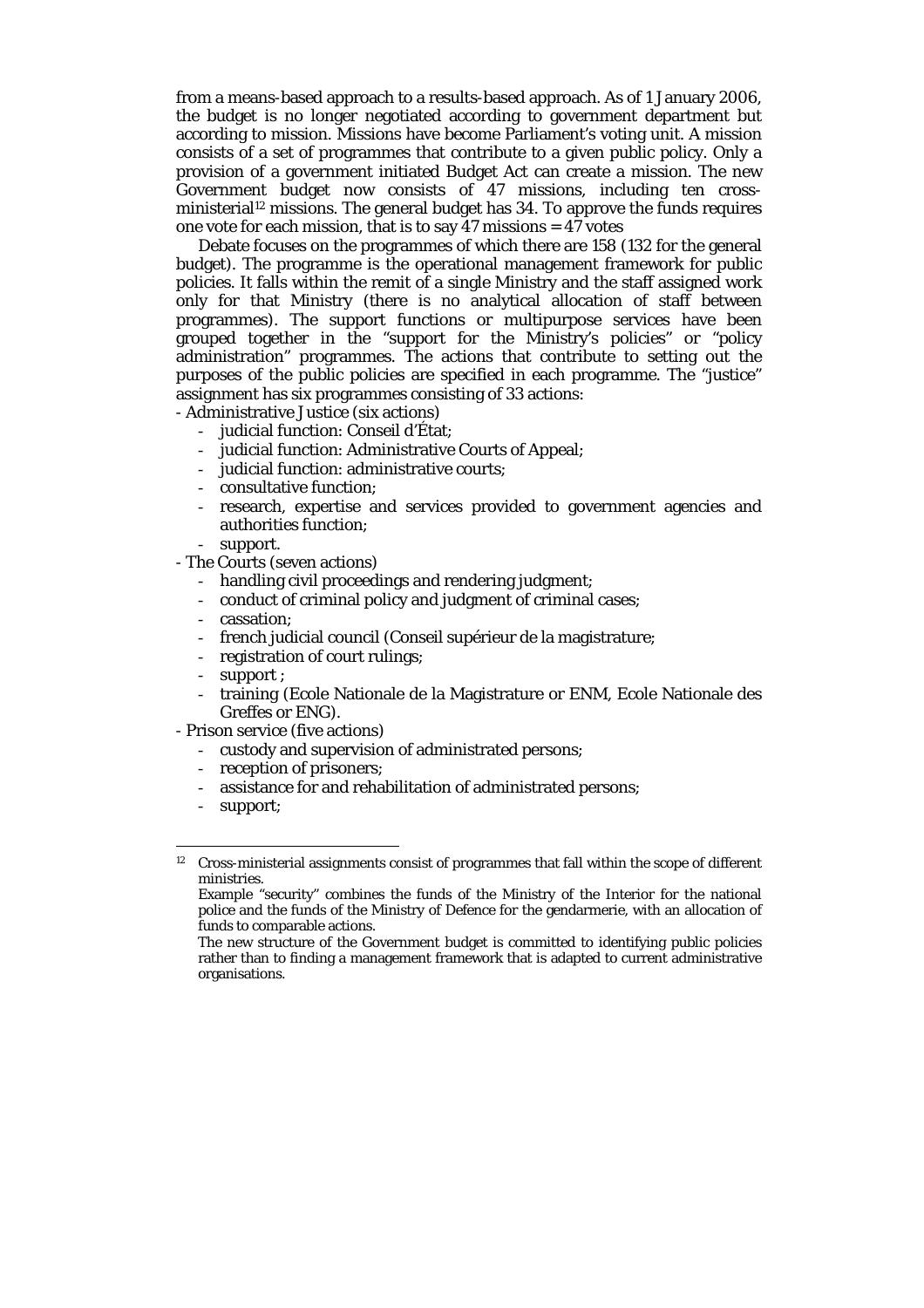from a means-based approach to a results-based approach. As of 1 January 2006, the budget is no longer negotiated according to government department but according to mission. Missions have become Parliament's voting unit. A mission consists of a set of programmes that contribute to a given public policy. Only a provision of a government initiated Budget Act can create a mission. The new Government budget now consists of 47 missions, including ten cross-ministerial[12] missions. The general budget has 34. To approve the funds requires one vote for each mission, that is to say 47 missions = 47 votes

Debate focuses on the programmes of which there are 158 (132 for the general budget). The programme is the operational management framework for public policies. It falls within the remit of a single Ministry and the staff assigned work only for that Ministry (there is no analytical allocation of staff between programmes). The support functions or multipurpose services have been grouped together in the "support for the Ministry's policies" or "policy administration" programmes. The actions that contribute to setting out the purposes of the public policies are specified in each programme. The "justice" assignment has six programmes consisting of 33 actions:

- Administrative Justice (six actions)
    - judicial function: Conseil d'État;
    - judicial function: Administrative Courts of Appeal;
    - judicial function: administrative courts;
    - consultative function;
    - research, expertise and services provided to government agencies and authorities function;
    - support.
- The Courts (seven actions)
    - handling civil proceedings and rendering judgment;
    - conduct of criminal policy and judgment of criminal cases;
    - cassation;
    - french judicial council (Conseil supérieur de la magistrature;
    - registration of court rulings;
    - support ;
    - training (Ecole Nationale de la Magistrature or ENM, Ecole Nationale des Greffes or ENG).
- Prison service (five actions)
    - custody and supervision of administrated persons;
    - reception of prisoners;
    - assistance for and rehabilitation of administrated persons;
    - support;

---

[12] Cross-ministerial assignments consist of programmes that fall within the scope of different ministries.
Example "security" combines the funds of the Ministry of the Interior for the national police and the funds of the Ministry of Defence for the gendarmerie, with an allocation of funds to comparable actions.
The new structure of the Government budget is committed to identifying public policies rather than to finding a management framework that is adapted to current administrative organisations.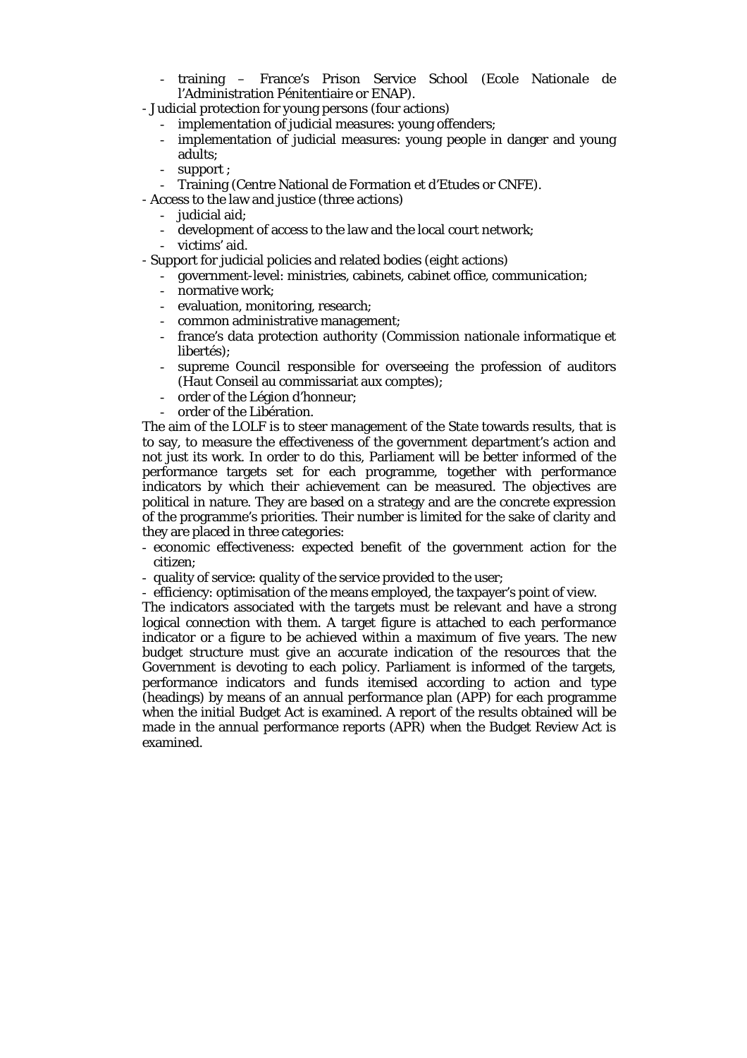- training – France's Prison Service School (Ecole Nationale de l'Administration Pénitentiaire or ENAP).
- Judicial protection for young persons (four actions)
  - implementation of judicial measures: young offenders;
  - implementation of judicial measures: young people in danger and young adults;
  - support ;
  - Training (Centre National de Formation et d'Etudes or CNFE).
- Access to the law and justice (three actions)
  - judicial aid;
  - development of access to the law and the local court network;
  - victims' aid.
- Support for judicial policies and related bodies (eight actions)
  - government-level: ministries, cabinets, cabinet office, communication;
  - normative work;
  - evaluation, monitoring, research;
  - common administrative management;
  - france's data protection authority (Commission nationale informatique et libertés);
  - supreme Council responsible for overseeing the profession of auditors (Haut Conseil au commissariat aux comptes);
  - order of the Légion d'honneur;
  - order of the Libération.

The aim of the LOLF is to steer management of the State towards results, that is to say, to measure the effectiveness of the government department's action and not just its work. In order to do this, Parliament will be better informed of the performance targets set for each programme, together with performance indicators by which their achievement can be measured. The objectives are political in nature. They are based on a strategy and are the concrete expression of the programme's priorities. Their number is limited for the sake of clarity and they are placed in three categories:

- economic effectiveness: expected benefit of the government action for the citizen;
- quality of service: quality of the service provided to the user;
- efficiency: optimisation of the means employed, the taxpayer's point of view.

The indicators associated with the targets must be relevant and have a strong logical connection with them. A target figure is attached to each performance indicator or a figure to be achieved within a maximum of five years. The new budget structure must give an accurate indication of the resources that the Government is devoting to each policy. Parliament is informed of the targets, performance indicators and funds itemised according to action and type (headings) by means of an annual performance plan (APP) for each programme when the initial Budget Act is examined. A report of the results obtained will be made in the annual performance reports (APR) when the Budget Review Act is examined.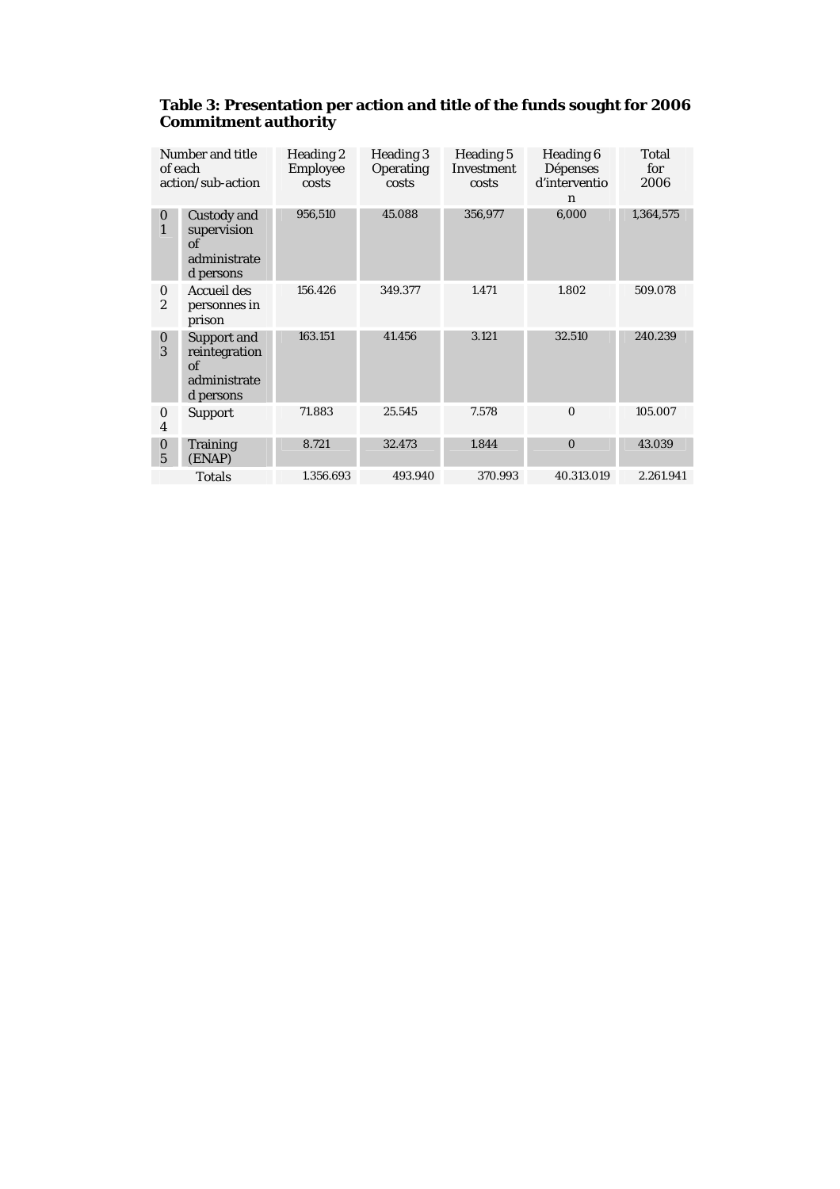**Table 3: Presentation per action and title of the funds sought for 2006 Commitment authority**

| Number and title of each action/sub-action | | Heading 2 Employee costs | Heading 3 Operating costs | Heading 5 Investment costs | Heading 6 Dépenses d'intervention | Total for 2006 |
|---|---|---|---|---|---|---|
| 01 | Custody and supervision of administrated persons | 956,510 | 45.088 | 356,977 | 6,000 | 1,364,575 |
| 02 | Accueil des personnes in prison | 156.426 | 349.377 | 1.471 | 1.802 | 509.078 |
| 03 | Support and reintegration of administrated persons | 163.151 | 41.456 | 3.121 | 32.510 | 240.239 |
| 04 | Support | 71.883 | 25.545 | 7.578 | 0 | 105.007 |
| 05 | Training (ENAP) | 8.721 | 32.473 | 1.844 | 0 | 43.039 |
| Totals | | 1.356.693 | 493.940 | 370.993 | 40.313.019 | 2.261.941 |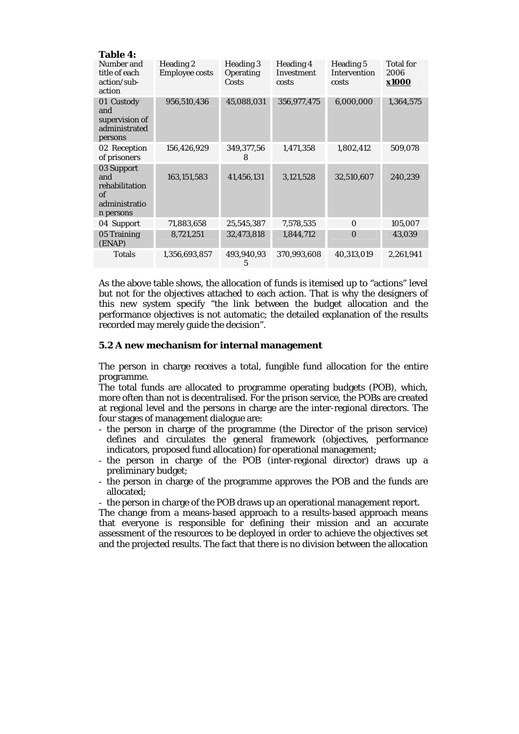**Table 4:**

| Number and title of each action/sub-action | Heading 2 Employee costs | Heading 3 Operating Costs | Heading 4 Investment costs | Heading 5 Intervention costs | Total for 2006 **x1000** |
|---|---|---|---|---|---|
| 01 Custody and supervision of administrated persons | 956,510,436 | 45,088,031 | 356,977,475 | 6,000,000 | 1,364,575 |
| 02 Reception of prisoners | 156,426,929 | 349,377,568 | 1,471,358 | 1,802,412 | 509,078 |
| 03 Support and rehabilitation of administration persons | 163,151,583 | 41,456,131 | 3,121,528 | 32,510,607 | 240,239 |
| 04 Support | 71,883,658 | 25,545,387 | 7,578,535 | 0 | 105,007 |
| 05 Training (ENAP) | 8,721,251 | 32,473,818 | 1,844,712 | 0 | 43,039 |
| Totals | 1,356,693,857 | 493,940,935 | 370,993,608 | 40,313,019 | 2,261,941 |

As the above table shows, the allocation of funds is itemised up to "actions" level but not for the objectives attached to each action. That is why the designers of this new system specify "the link between the budget allocation and the performance objectives is not automatic; the detailed explanation of the results recorded may merely guide the decision".

### 5.2 A new mechanism for internal management

The person in charge receives a total, fungible fund allocation for the entire programme.

The total funds are allocated to programme operating budgets (POB), which, more often than not is decentralised. For the prison service, the POBs are created at regional level and the persons in charge are the inter-regional directors. The four stages of management dialogue are:

- the person in charge of the programme (the Director of the prison service) defines and circulates the general framework (objectives, performance indicators, proposed fund allocation) for operational management;
- the person in charge of the POB (inter-regional director) draws up a preliminary budget;
- the person in charge of the programme approves the POB and the funds are allocated;
- the person in charge of the POB draws up an operational management report.

The change from a means-based approach to a results-based approach means that everyone is responsible for defining their mission and an accurate assessment of the resources to be deployed in order to achieve the objectives set and the projected results. The fact that there is no division between the allocation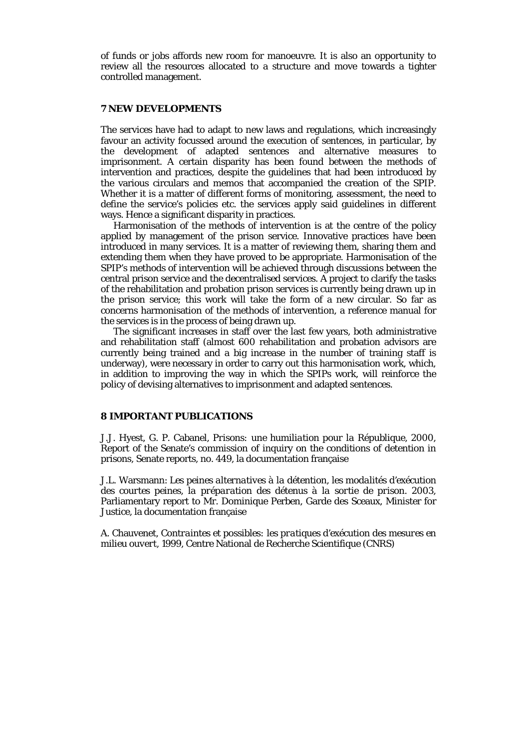of funds or jobs affords new room for manoeuvre. It is also an opportunity to review all the resources allocated to a structure and move towards a tighter controlled management.

## 7 NEW DEVELOPMENTS

The services have had to adapt to new laws and regulations, which increasingly favour an activity focussed around the execution of sentences, in particular, by the development of adapted sentences and alternative measures to imprisonment. A certain disparity has been found between the methods of intervention and practices, despite the guidelines that had been introduced by the various circulars and memos that accompanied the creation of the SPIP. Whether it is a matter of different forms of monitoring, assessment, the need to define the service's policies etc. the services apply said guidelines in different ways. Hence a significant disparity in practices.

Harmonisation of the methods of intervention is at the centre of the policy applied by management of the prison service. Innovative practices have been introduced in many services. It is a matter of reviewing them, sharing them and extending them when they have proved to be appropriate. Harmonisation of the SPIP's methods of intervention will be achieved through discussions between the central prison service and the decentralised services. A project to clarify the tasks of the rehabilitation and probation prison services is currently being drawn up in the prison service; this work will take the form of a new circular. So far as concerns harmonisation of the methods of intervention, a reference manual for the services is in the process of being drawn up.

The significant increases in staff over the last few years, both administrative and rehabilitation staff (almost 600 rehabilitation and probation advisors are currently being trained and a big increase in the number of training staff is underway), were necessary in order to carry out this harmonisation work, which, in addition to improving the way in which the SPIPs work, will reinforce the policy of devising alternatives to imprisonment and adapted sentences.

## 8 IMPORTANT PUBLICATIONS

J.J. Hyest, G. P. Cabanel, *Prisons: une humiliation pour la République*, 2000, Report of the Senate's commission of inquiry on the conditions of detention in prisons, Senate reports, no. 449, la documentation française

J.L. Warsmann: *Les peines alternatives à la détention, les modalités d'exécution des courtes peines, la préparation des détenus à la sortie de prison*. 2003, Parliamentary report to Mr. Dominique Perben, Garde des Sceaux, Minister for Justice, la documentation française

A. Chauvenet, *Contraintes et possibles: les pratiques d'exécution des mesures en milieu ouvert*, 1999, Centre National de Recherche Scientifique (CNRS)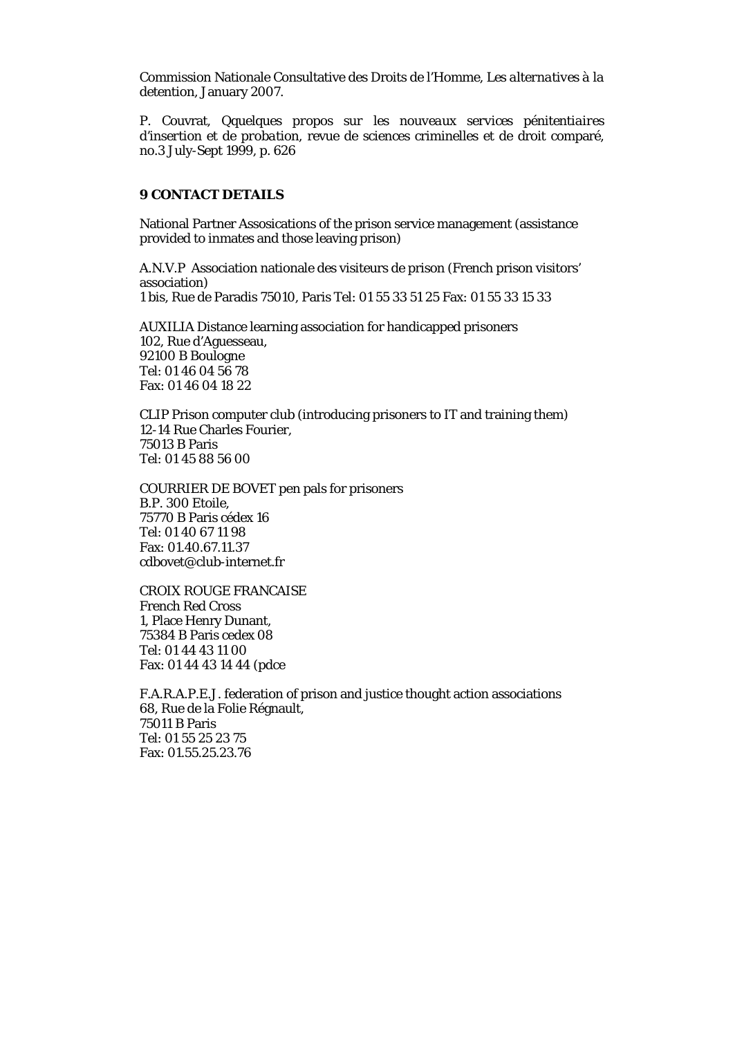Commission Nationale Consultative des Droits de l'Homme, *Les alternatives à la detention*, January 2007.

P. Couvrat, *Qquelques propos sur les nouveaux services pénitentiaires d'insertion et de probation*, revue de sciences criminelles et de droit comparé, no.3 July-Sept 1999, p. 626

## 9 CONTACT DETAILS

National Partner Assosications of the prison service management (assistance provided to inmates and those leaving prison)

A.N.V.P Association nationale des visiteurs de prison (French prison visitors' association)
1 bis, Rue de Paradis 75010, Paris Tel: 01 55 33 51 25 Fax: 01 55 33 15 33

AUXILIA Distance learning association for handicapped prisoners
102, Rue d'Aguesseau,
92100 B Boulogne
Tel: 01 46 04 56 78
Fax: 01 46 04 18 22

CLIP Prison computer club (introducing prisoners to IT and training them)
12-14 Rue Charles Fourier,
75013 B Paris
Tel: 01 45 88 56 00

COURRIER DE BOVET pen pals for prisoners
B.P. 300 Etoile,
75770 B Paris cédex 16
Tel: 01 40 67 11 98
Fax: 01.40.67.11.37
cdbovet@club-internet.fr

CROIX ROUGE FRANCAISE
French Red Cross
1, Place Henry Dunant,
75384 B Paris cedex 08
Tel: 01 44 43 11 00
Fax: 01 44 43 14 44 (pdce

F.A.R.A.P.E.J. federation of prison and justice thought action associations
68, Rue de la Folie Régnault,
75011 B Paris
Tel: 01 55 25 23 75
Fax: 01.55.25.23.76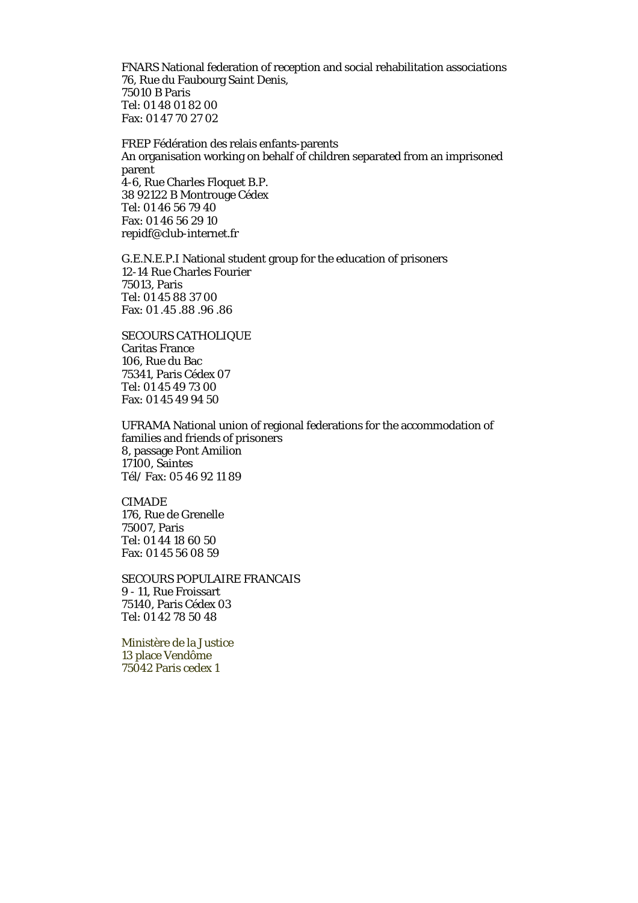FNARS National federation of reception and social rehabilitation associations
76, Rue du Faubourg Saint Denis,
75010 B Paris
Tel: 01 48 01 82 00
Fax: 01 47 70 27 02

FREP Fédération des relais enfants-parents
An organisation working on behalf of children separated from an imprisoned parent
4-6, Rue Charles Floquet B.P.
38 92122 B Montrouge Cédex
Tel: 01 46 56 79 40
Fax: 01 46 56 29 10
repidf@club-internet.fr

G.E.N.E.P.I National student group for the education of prisoners
12-14 Rue Charles Fourier
75013, Paris
Tel: 01 45 88 37 00
Fax: 01 .45 .88 .96 .86

SECOURS CATHOLIQUE
Caritas France
106, Rue du Bac
75341, Paris Cédex 07
Tel: 01 45 49 73 00
Fax: 01 45 49 94 50

UFRAMA National union of regional federations for the accommodation of families and friends of prisoners
8, passage Pont Amilion
17100, Saintes
Tél/ Fax: 05 46 92 11 89

CIMADE
176, Rue de Grenelle
75007, Paris
Tel: 01 44 18 60 50
Fax: 01 45 56 08 59

SECOURS POPULAIRE FRANCAIS
9 - 11, Rue Froissart
75140, Paris Cédex 03
Tel: 01 42 78 50 48

Ministère de la Justice
13 place Vendôme
75042 Paris cedex 1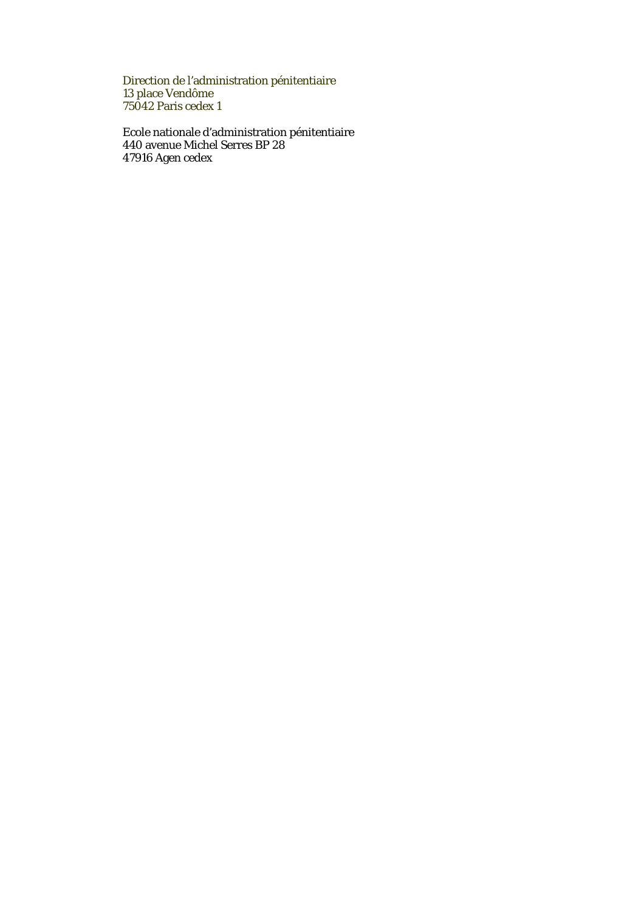Direction de l’administration pénitentiaire
13 place Vendôme
75042 Paris cedex 1

Ecole nationale d’administration pénitentiaire
440 avenue Michel Serres BP 28
47916 Agen cedex